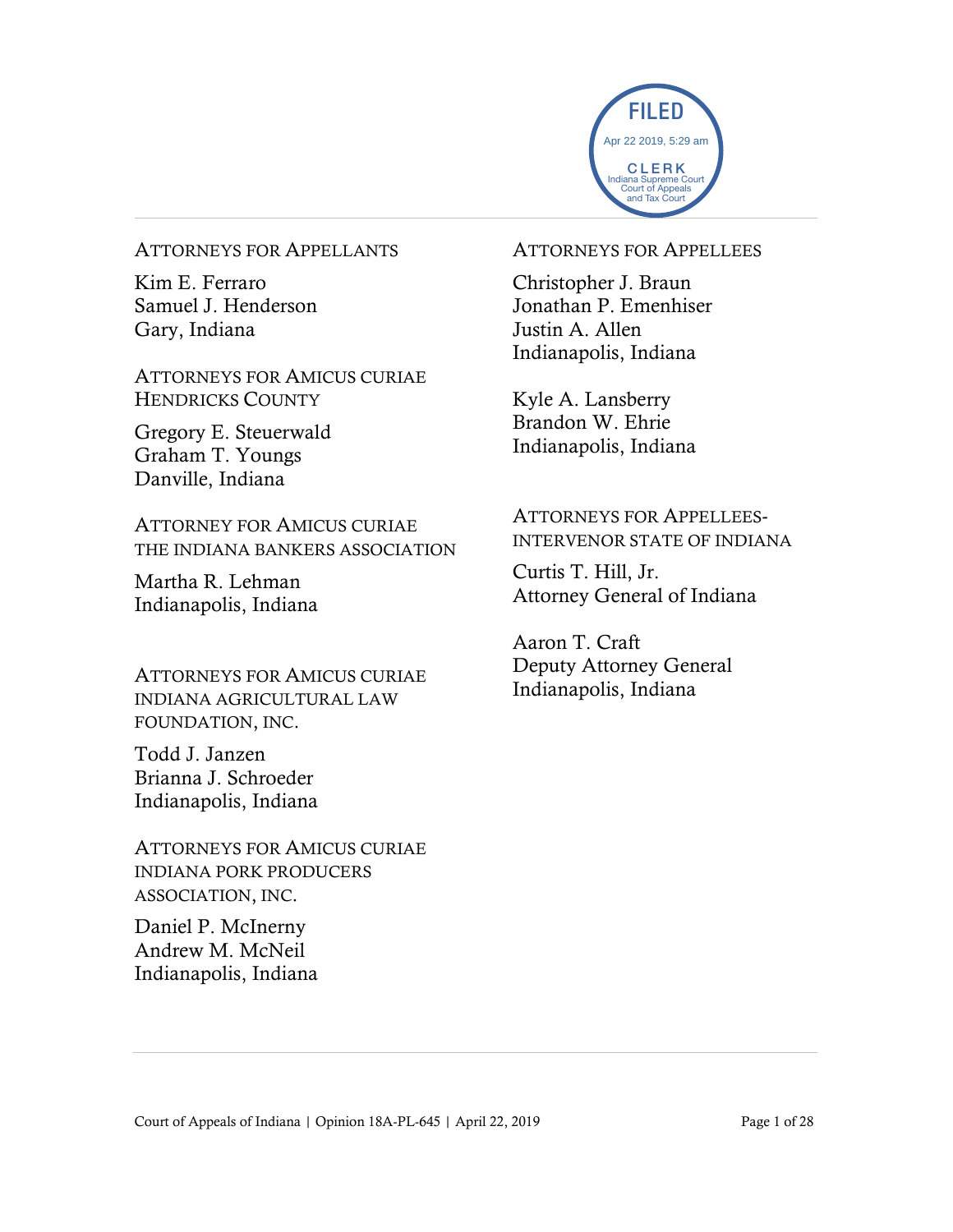FILED
Apr 22 2019, 5:29 am
CLERK
Indiana Supreme Court
Court of Appeals
and Tax Court

ATTORNEYS FOR APPELLANTS

Kim E. Ferraro
Samuel J. Henderson
Gary, Indiana

ATTORNEYS FOR AMICUS CURIAE
HENDRICKS COUNTY

Gregory E. Steuerwald
Graham T. Youngs
Danville, Indiana

ATTORNEY FOR AMICUS CURIAE
THE INDIANA BANKERS ASSOCIATION

Martha R. Lehman
Indianapolis, Indiana

ATTORNEYS FOR AMICUS CURIAE
INDIANA AGRICULTURAL LAW
FOUNDATION, INC.

Todd J. Janzen
Brianna J. Schroeder
Indianapolis, Indiana

ATTORNEYS FOR AMICUS CURIAE
INDIANA PORK PRODUCERS
ASSOCIATION, INC.

Daniel P. McInerny
Andrew M. McNeil
Indianapolis, Indiana

ATTORNEYS FOR APPELLEES

Christopher J. Braun
Jonathan P. Emenhiser
Justin A. Allen
Indianapolis, Indiana

Kyle A. Lansberry
Brandon W. Ehrie
Indianapolis, Indiana

ATTORNEYS FOR APPELLEES-
INTERVENOR STATE OF INDIANA

Curtis T. Hill, Jr.
Attorney General of Indiana

Aaron T. Craft
Deputy Attorney General
Indianapolis, Indiana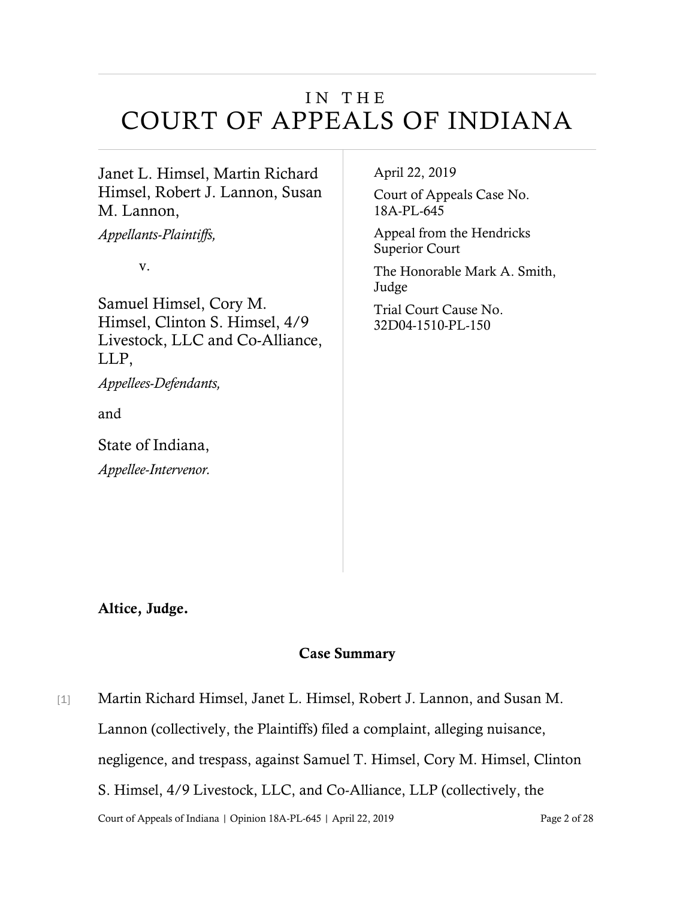# IN THE COURT OF APPEALS OF INDIANA

Janet L. Himsel, Martin Richard Himsel, Robert J. Lannon, Susan M. Lannon,

*Appellants-Plaintiffs,*

v.

Samuel Himsel, Cory M. Himsel, Clinton S. Himsel, 4/9 Livestock, LLC and Co-Alliance, LLP,

*Appellees-Defendants,*

and

State of Indiana,

*Appellee-Intervenor.*

April 22, 2019

Court of Appeals Case No. 18A-PL-645

Appeal from the Hendricks Superior Court

The Honorable Mark A. Smith, Judge

Trial Court Cause No. 32D04-1510-PL-150

**Altice, Judge.**

## Case Summary

[1] Martin Richard Himsel, Janet L. Himsel, Robert J. Lannon, and Susan M. Lannon (collectively, the Plaintiffs) filed a complaint, alleging nuisance, negligence, and trespass, against Samuel T. Himsel, Cory M. Himsel, Clinton S. Himsel, 4/9 Livestock, LLC, and Co-Alliance, LLP (collectively, the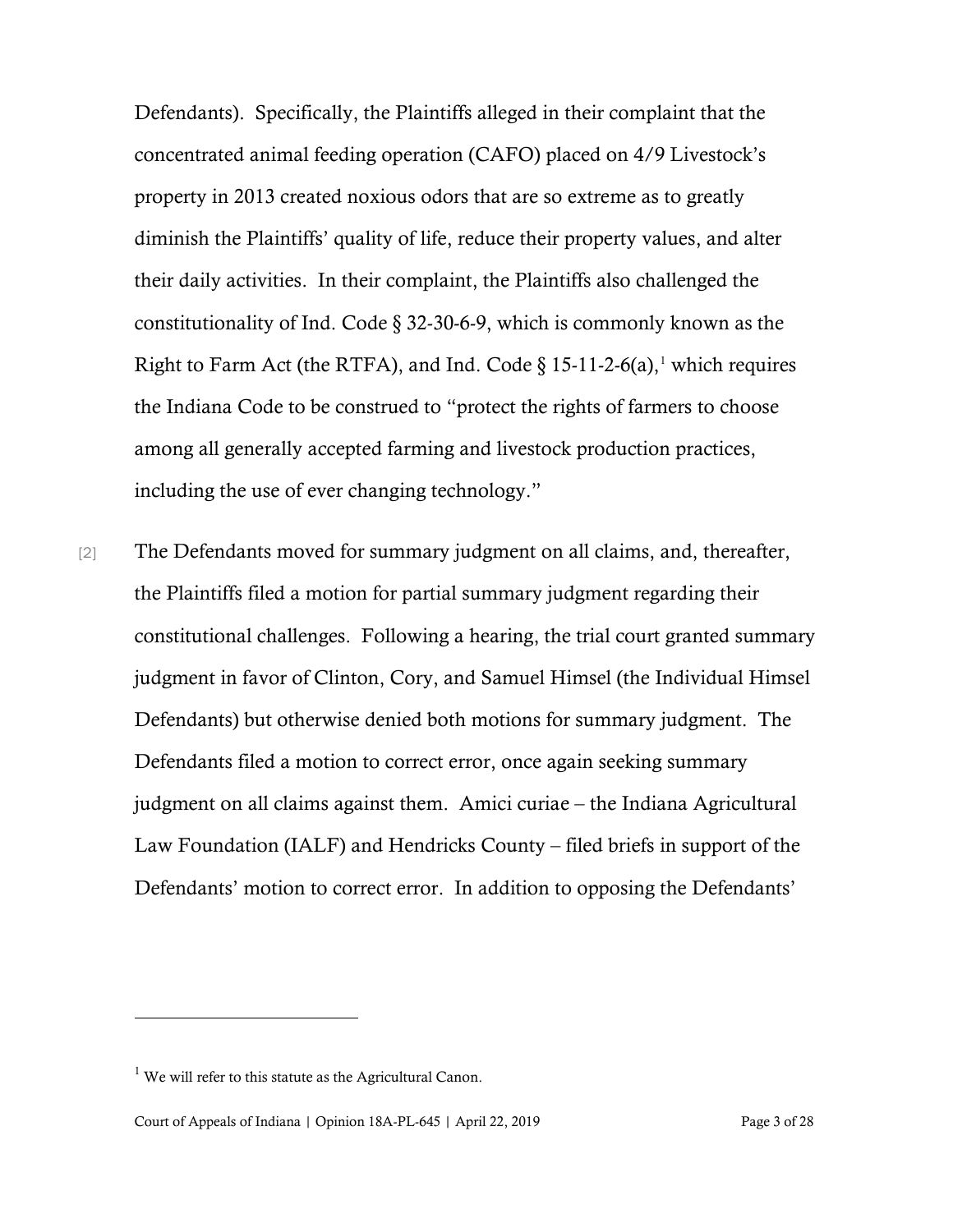Defendants). Specifically, the Plaintiffs alleged in their complaint that the concentrated animal feeding operation (CAFO) placed on 4/9 Livestock's property in 2013 created noxious odors that are so extreme as to greatly diminish the Plaintiffs' quality of life, reduce their property values, and alter their daily activities. In their complaint, the Plaintiffs also challenged the constitutionality of Ind. Code § 32-30-6-9, which is commonly known as the Right to Farm Act (the RTFA), and Ind. Code § 15-11-2-6(a),[1] which requires the Indiana Code to be construed to "protect the rights of farmers to choose among all generally accepted farming and livestock production practices, including the use of ever changing technology."

[2] The Defendants moved for summary judgment on all claims, and, thereafter, the Plaintiffs filed a motion for partial summary judgment regarding their constitutional challenges. Following a hearing, the trial court granted summary judgment in favor of Clinton, Cory, and Samuel Himsel (the Individual Himsel Defendants) but otherwise denied both motions for summary judgment. The Defendants filed a motion to correct error, once again seeking summary judgment on all claims against them. Amici curiae – the Indiana Agricultural Law Foundation (IALF) and Hendricks County – filed briefs in support of the Defendants' motion to correct error. In addition to opposing the Defendants'

---

[1] We will refer to this statute as the Agricultural Canon.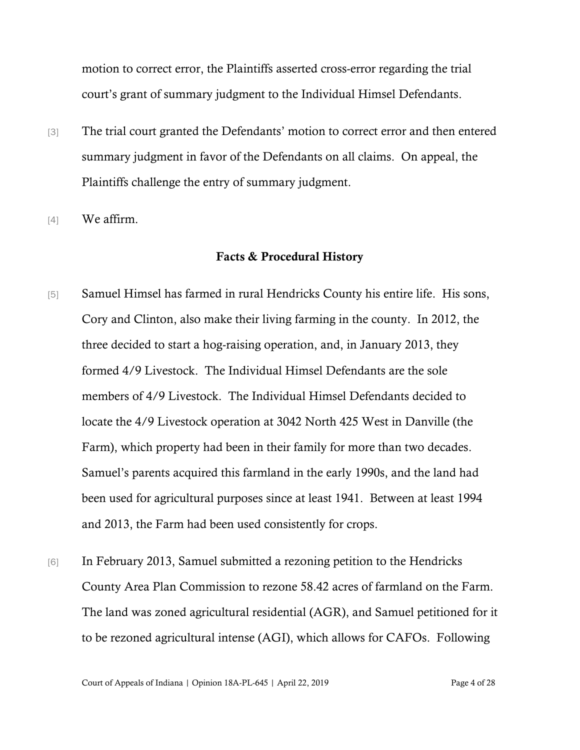motion to correct error, the Plaintiffs asserted cross-error regarding the trial court's grant of summary judgment to the Individual Himsel Defendants.

[3] The trial court granted the Defendants' motion to correct error and then entered summary judgment in favor of the Defendants on all claims. On appeal, the Plaintiffs challenge the entry of summary judgment.

[4] We affirm.

## Facts & Procedural History

[5] Samuel Himsel has farmed in rural Hendricks County his entire life. His sons, Cory and Clinton, also make their living farming in the county. In 2012, the three decided to start a hog-raising operation, and, in January 2013, they formed 4/9 Livestock. The Individual Himsel Defendants are the sole members of 4/9 Livestock. The Individual Himsel Defendants decided to locate the 4/9 Livestock operation at 3042 North 425 West in Danville (the Farm), which property had been in their family for more than two decades. Samuel's parents acquired this farmland in the early 1990s, and the land had been used for agricultural purposes since at least 1941. Between at least 1994 and 2013, the Farm had been used consistently for crops.

[6] In February 2013, Samuel submitted a rezoning petition to the Hendricks County Area Plan Commission to rezone 58.42 acres of farmland on the Farm. The land was zoned agricultural residential (AGR), and Samuel petitioned for it to be rezoned agricultural intense (AGI), which allows for CAFOs. Following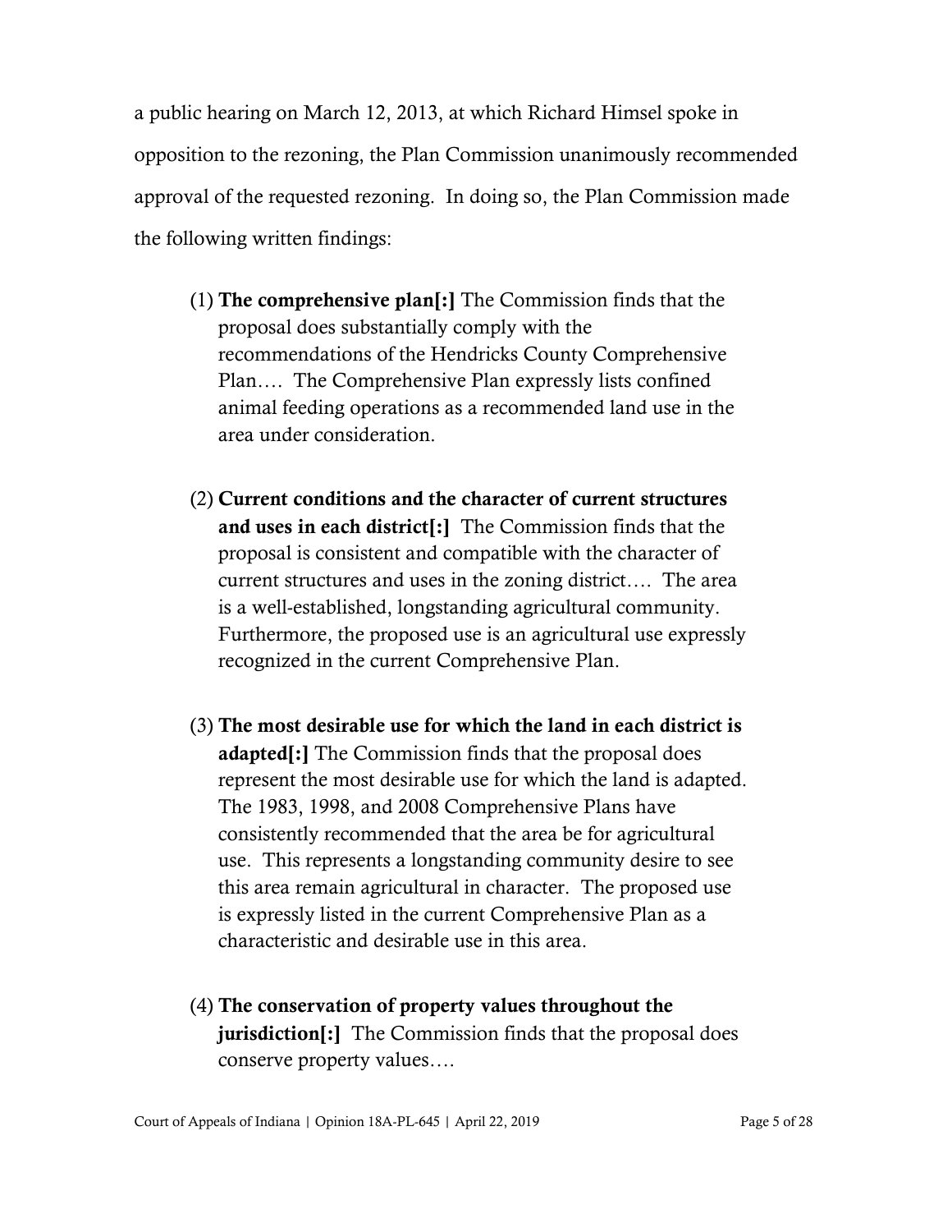a public hearing on March 12, 2013, at which Richard Himsel spoke in opposition to the rezoning, the Plan Commission unanimously recommended approval of the requested rezoning. In doing so, the Plan Commission made the following written findings:

> (1) **The comprehensive plan[:]** The Commission finds that the proposal does substantially comply with the recommendations of the Hendricks County Comprehensive Plan…. The Comprehensive Plan expressly lists confined animal feeding operations as a recommended land use in the area under consideration.
>
> (2) **Current conditions and the character of current structures and uses in each district[:]** The Commission finds that the proposal is consistent and compatible with the character of current structures and uses in the zoning district…. The area is a well-established, longstanding agricultural community. Furthermore, the proposed use is an agricultural use expressly recognized in the current Comprehensive Plan.
>
> (3) **The most desirable use for which the land in each district is adapted[:]** The Commission finds that the proposal does represent the most desirable use for which the land is adapted. The 1983, 1998, and 2008 Comprehensive Plans have consistently recommended that the area be for agricultural use. This represents a longstanding community desire to see this area remain agricultural in character. The proposed use is expressly listed in the current Comprehensive Plan as a characteristic and desirable use in this area.
>
> (4) **The conservation of property values throughout the jurisdiction[:]** The Commission finds that the proposal does conserve property values….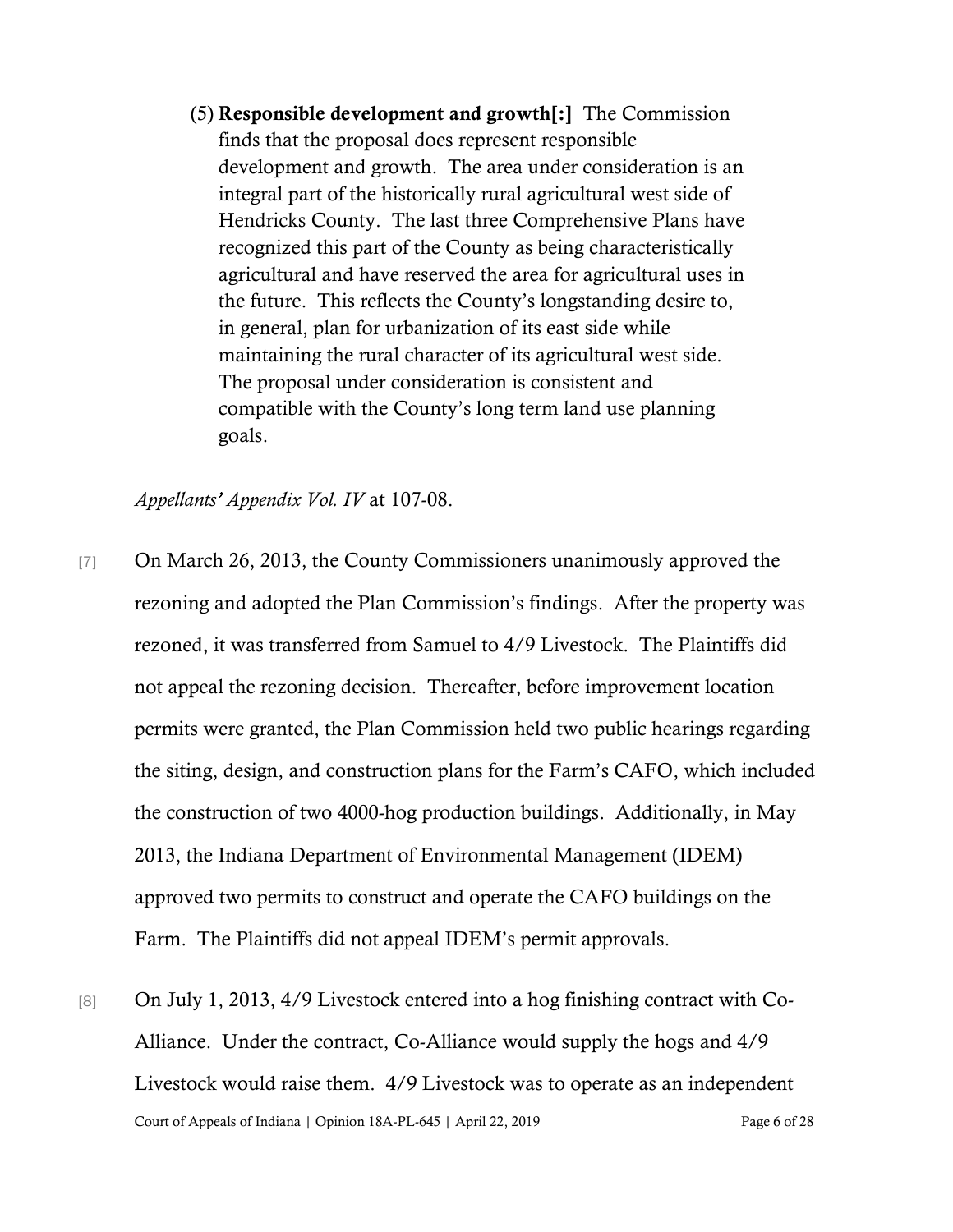(5) **Responsible development and growth[:]** The Commission finds that the proposal does represent responsible development and growth. The area under consideration is an integral part of the historically rural agricultural west side of Hendricks County. The last three Comprehensive Plans have recognized this part of the County as being characteristically agricultural and have reserved the area for agricultural uses in the future. This reflects the County's longstanding desire to, in general, plan for urbanization of its east side while maintaining the rural character of its agricultural west side. The proposal under consideration is consistent and compatible with the County's long term land use planning goals.

*Appellants' Appendix Vol. IV* at 107-08.

[7] On March 26, 2013, the County Commissioners unanimously approved the rezoning and adopted the Plan Commission's findings. After the property was rezoned, it was transferred from Samuel to 4/9 Livestock. The Plaintiffs did not appeal the rezoning decision. Thereafter, before improvement location permits were granted, the Plan Commission held two public hearings regarding the siting, design, and construction plans for the Farm's CAFO, which included the construction of two 4000-hog production buildings. Additionally, in May 2013, the Indiana Department of Environmental Management (IDEM) approved two permits to construct and operate the CAFO buildings on the Farm. The Plaintiffs did not appeal IDEM's permit approvals.

[8] On July 1, 2013, 4/9 Livestock entered into a hog finishing contract with Co-Alliance. Under the contract, Co-Alliance would supply the hogs and 4/9 Livestock would raise them. 4/9 Livestock was to operate as an independent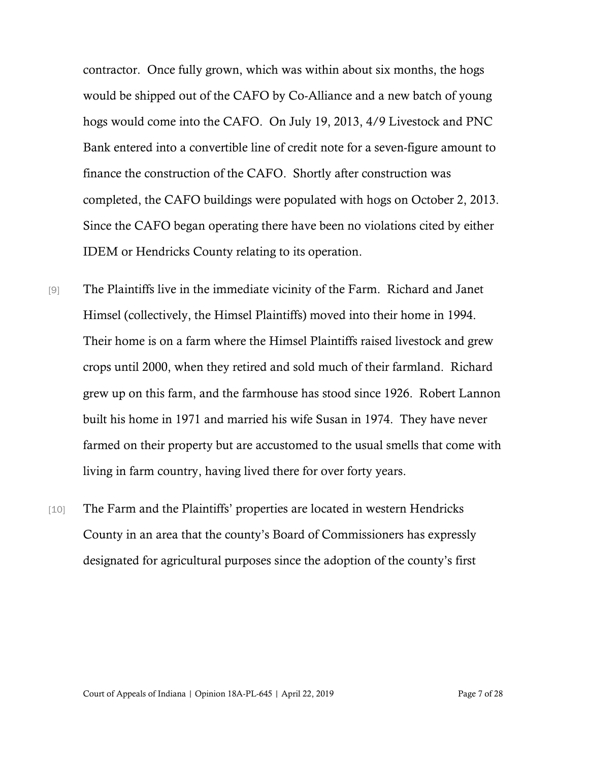contractor. Once fully grown, which was within about six months, the hogs would be shipped out of the CAFO by Co-Alliance and a new batch of young hogs would come into the CAFO. On July 19, 2013, 4/9 Livestock and PNC Bank entered into a convertible line of credit note for a seven-figure amount to finance the construction of the CAFO. Shortly after construction was completed, the CAFO buildings were populated with hogs on October 2, 2013. Since the CAFO began operating there have been no violations cited by either IDEM or Hendricks County relating to its operation.

[9] The Plaintiffs live in the immediate vicinity of the Farm. Richard and Janet Himsel (collectively, the Himsel Plaintiffs) moved into their home in 1994. Their home is on a farm where the Himsel Plaintiffs raised livestock and grew crops until 2000, when they retired and sold much of their farmland. Richard grew up on this farm, and the farmhouse has stood since 1926. Robert Lannon built his home in 1971 and married his wife Susan in 1974. They have never farmed on their property but are accustomed to the usual smells that come with living in farm country, having lived there for over forty years.

[10] The Farm and the Plaintiffs' properties are located in western Hendricks County in an area that the county's Board of Commissioners has expressly designated for agricultural purposes since the adoption of the county's first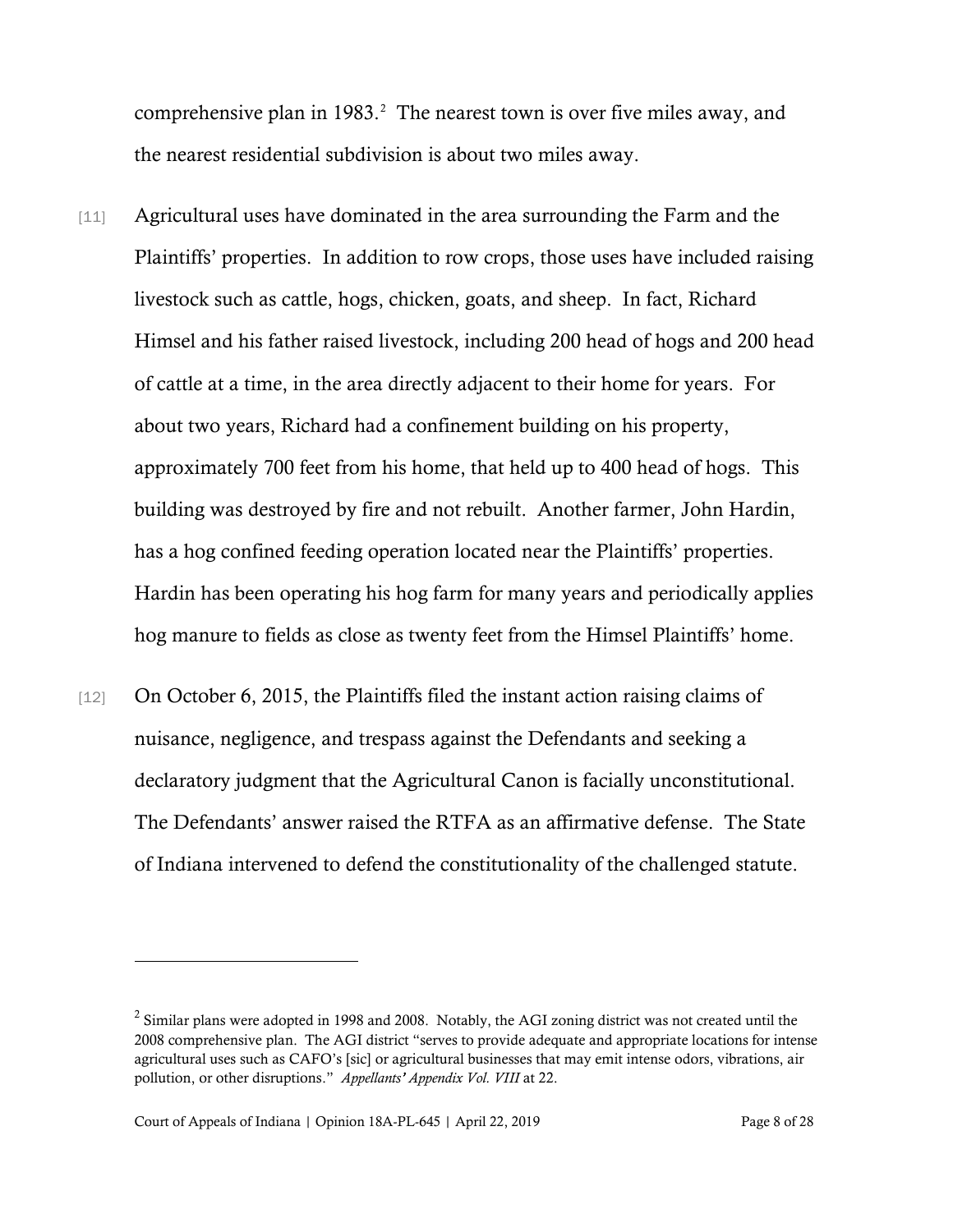comprehensive plan in 1983.[2] The nearest town is over five miles away, and the nearest residential subdivision is about two miles away.

[11] Agricultural uses have dominated in the area surrounding the Farm and the Plaintiffs' properties. In addition to row crops, those uses have included raising livestock such as cattle, hogs, chicken, goats, and sheep. In fact, Richard Himsel and his father raised livestock, including 200 head of hogs and 200 head of cattle at a time, in the area directly adjacent to their home for years. For about two years, Richard had a confinement building on his property, approximately 700 feet from his home, that held up to 400 head of hogs. This building was destroyed by fire and not rebuilt. Another farmer, John Hardin, has a hog confined feeding operation located near the Plaintiffs' properties. Hardin has been operating his hog farm for many years and periodically applies hog manure to fields as close as twenty feet from the Himsel Plaintiffs' home.

[12] On October 6, 2015, the Plaintiffs filed the instant action raising claims of nuisance, negligence, and trespass against the Defendants and seeking a declaratory judgment that the Agricultural Canon is facially unconstitutional. The Defendants' answer raised the RTFA as an affirmative defense. The State of Indiana intervened to defend the constitutionality of the challenged statute.

---

[2] Similar plans were adopted in 1998 and 2008. Notably, the AGI zoning district was not created until the 2008 comprehensive plan. The AGI district "serves to provide adequate and appropriate locations for intense agricultural uses such as CAFO's [sic] or agricultural businesses that may emit intense odors, vibrations, air pollution, or other disruptions." *Appellants' Appendix Vol. VIII* at 22.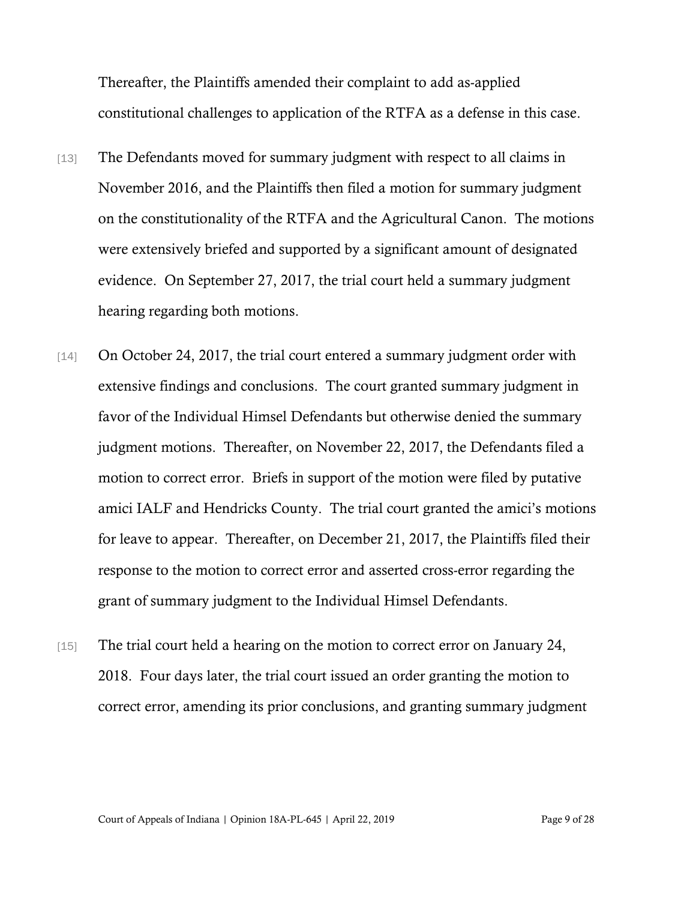Thereafter, the Plaintiffs amended their complaint to add as-applied constitutional challenges to application of the RTFA as a defense in this case.

[13] The Defendants moved for summary judgment with respect to all claims in November 2016, and the Plaintiffs then filed a motion for summary judgment on the constitutionality of the RTFA and the Agricultural Canon. The motions were extensively briefed and supported by a significant amount of designated evidence. On September 27, 2017, the trial court held a summary judgment hearing regarding both motions.

[14] On October 24, 2017, the trial court entered a summary judgment order with extensive findings and conclusions. The court granted summary judgment in favor of the Individual Himsel Defendants but otherwise denied the summary judgment motions. Thereafter, on November 22, 2017, the Defendants filed a motion to correct error. Briefs in support of the motion were filed by putative amici IALF and Hendricks County. The trial court granted the amici's motions for leave to appear. Thereafter, on December 21, 2017, the Plaintiffs filed their response to the motion to correct error and asserted cross-error regarding the grant of summary judgment to the Individual Himsel Defendants.

[15] The trial court held a hearing on the motion to correct error on January 24, 2018. Four days later, the trial court issued an order granting the motion to correct error, amending its prior conclusions, and granting summary judgment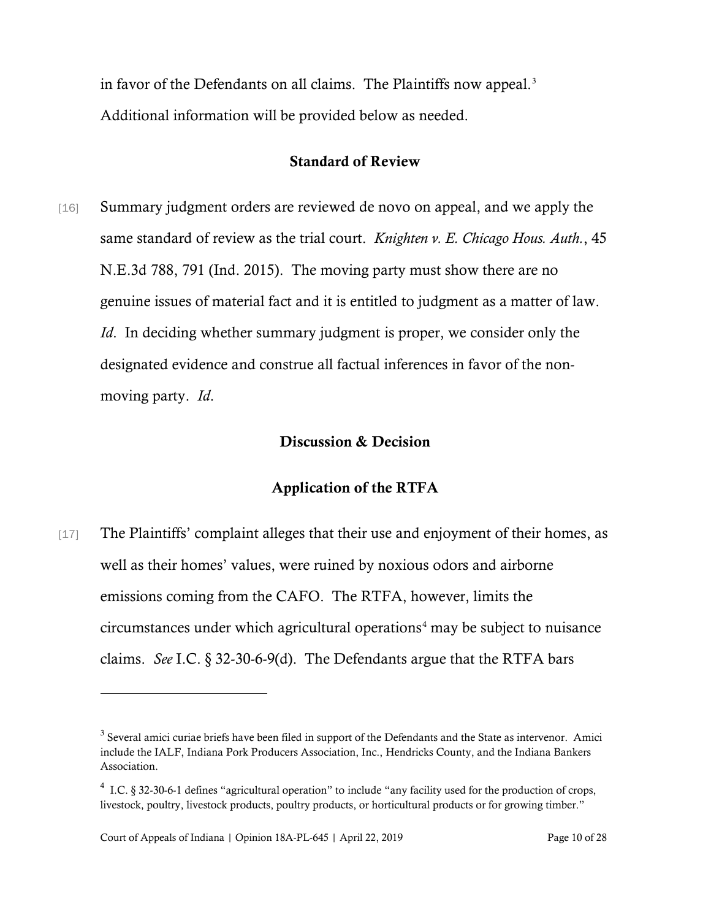in favor of the Defendants on all claims. The Plaintiffs now appeal.[3] Additional information will be provided below as needed.

## Standard of Review

[16] Summary judgment orders are reviewed de novo on appeal, and we apply the same standard of review as the trial court. *Knighten v. E. Chicago Hous. Auth.*, 45 N.E.3d 788, 791 (Ind. 2015). The moving party must show there are no genuine issues of material fact and it is entitled to judgment as a matter of law. *Id*. In deciding whether summary judgment is proper, we consider only the designated evidence and construe all factual inferences in favor of the non-moving party. *Id*.

## Discussion & Decision

### Application of the RTFA

[17] The Plaintiffs' complaint alleges that their use and enjoyment of their homes, as well as their homes' values, were ruined by noxious odors and airborne emissions coming from the CAFO. The RTFA, however, limits the circumstances under which agricultural operations[4] may be subject to nuisance claims. *See* I.C. § 32-30-6-9(d). The Defendants argue that the RTFA bars

---

[3] Several amici curiae briefs have been filed in support of the Defendants and the State as intervenor. Amici include the IALF, Indiana Pork Producers Association, Inc., Hendricks County, and the Indiana Bankers Association.

[4] I.C. § 32-30-6-1 defines "agricultural operation" to include "any facility used for the production of crops, livestock, poultry, livestock products, poultry products, or horticultural products or for growing timber."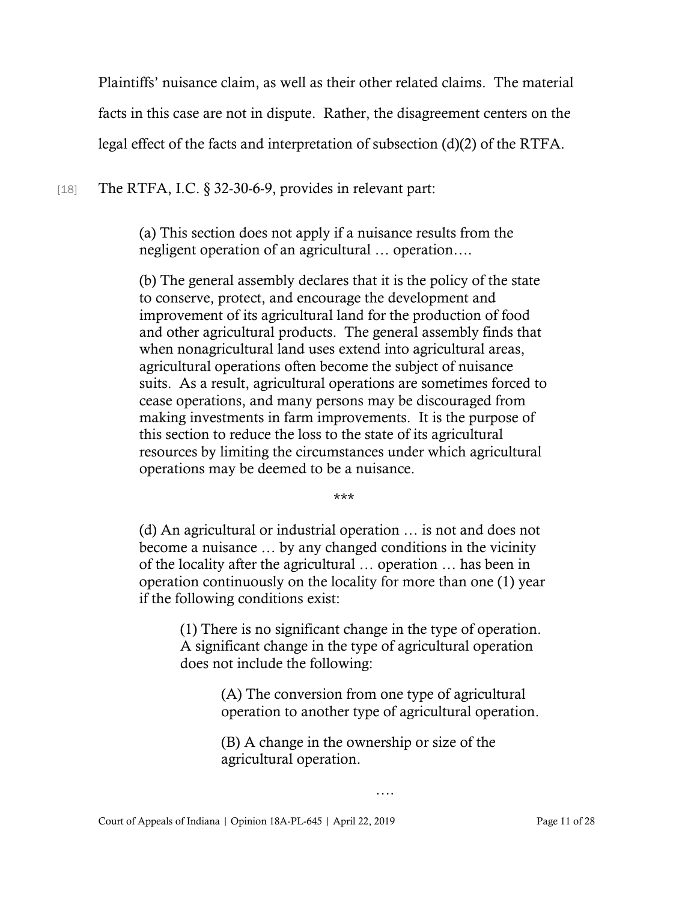Plaintiffs' nuisance claim, as well as their other related claims. The material facts in this case are not in dispute. Rather, the disagreement centers on the legal effect of the facts and interpretation of subsection (d)(2) of the RTFA.

[18] The RTFA, I.C. § 32-30-6-9, provides in relevant part:

> (a) This section does not apply if a nuisance results from the negligent operation of an agricultural … operation….
>
> (b) The general assembly declares that it is the policy of the state to conserve, protect, and encourage the development and improvement of its agricultural land for the production of food and other agricultural products. The general assembly finds that when nonagricultural land uses extend into agricultural areas, agricultural operations often become the subject of nuisance suits. As a result, agricultural operations are sometimes forced to cease operations, and many persons may be discouraged from making investments in farm improvements. It is the purpose of this section to reduce the loss to the state of its agricultural resources by limiting the circumstances under which agricultural operations may be deemed to be a nuisance.
>
> ***
>
> (d) An agricultural or industrial operation … is not and does not become a nuisance … by any changed conditions in the vicinity of the locality after the agricultural … operation … has been in operation continuously on the locality for more than one (1) year if the following conditions exist:
>
> > (1) There is no significant change in the type of operation. A significant change in the type of agricultural operation does not include the following:
> >
> > > (A) The conversion from one type of agricultural operation to another type of agricultural operation.
> > >
> > > (B) A change in the ownership or size of the agricultural operation.
> >
> > ….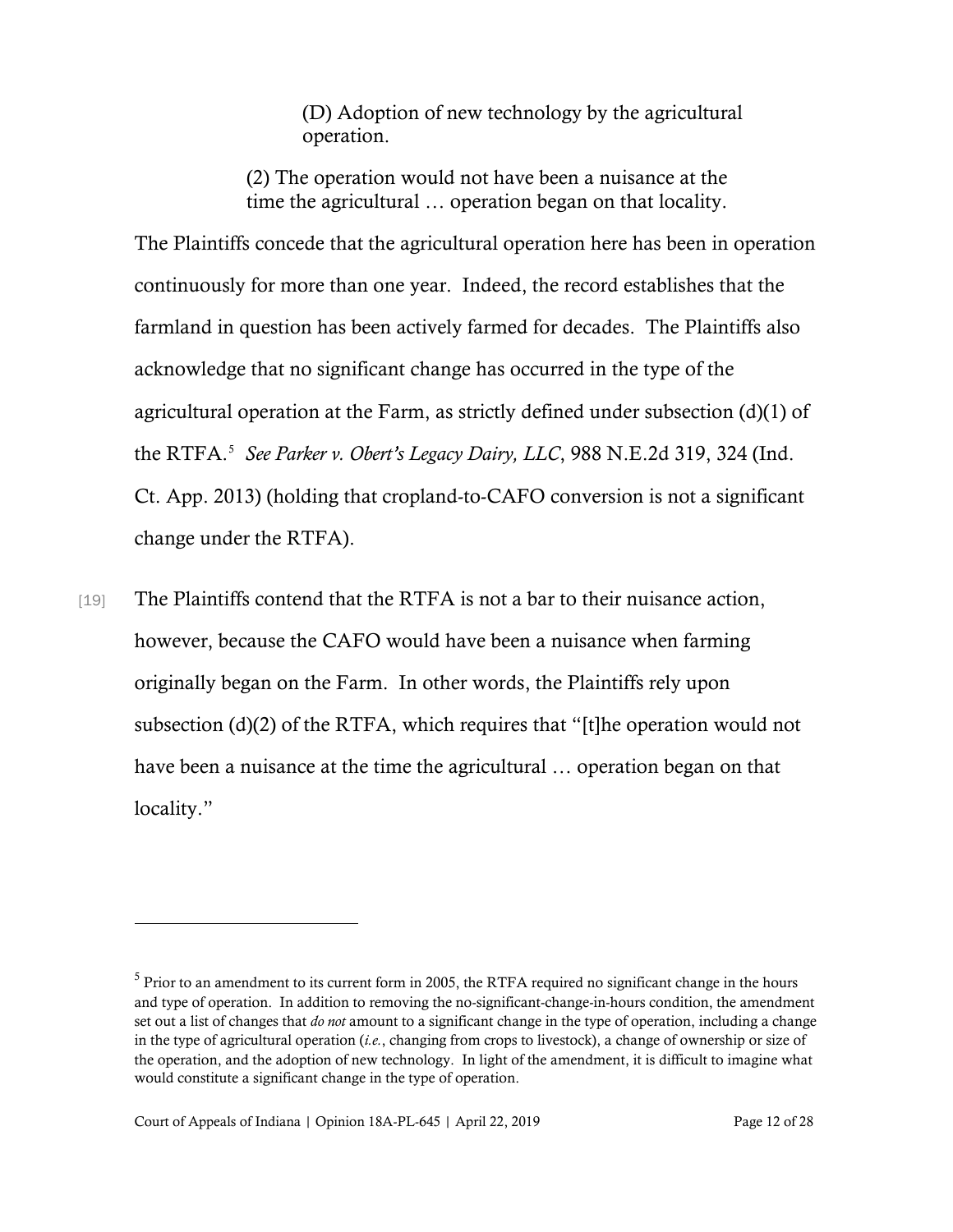> (D) Adoption of new technology by the agricultural operation.
>
> (2) The operation would not have been a nuisance at the time the agricultural … operation began on that locality.

The Plaintiffs concede that the agricultural operation here has been in operation continuously for more than one year. Indeed, the record establishes that the farmland in question has been actively farmed for decades. The Plaintiffs also acknowledge that no significant change has occurred in the type of the agricultural operation at the Farm, as strictly defined under subsection (d)(1) of the RTFA.[5] *See Parker v. Obert's Legacy Dairy, LLC*, 988 N.E.2d 319, 324 (Ind. Ct. App. 2013) (holding that cropland-to-CAFO conversion is not a significant change under the RTFA).

[19] The Plaintiffs contend that the RTFA is not a bar to their nuisance action, however, because the CAFO would have been a nuisance when farming originally began on the Farm. In other words, the Plaintiffs rely upon subsection (d)(2) of the RTFA, which requires that "[t]he operation would not have been a nuisance at the time the agricultural … operation began on that locality."

---

[5] Prior to an amendment to its current form in 2005, the RTFA required no significant change in the hours and type of operation. In addition to removing the no-significant-change-in-hours condition, the amendment set out a list of changes that *do not* amount to a significant change in the type of operation, including a change in the type of agricultural operation (*i.e.*, changing from crops to livestock), a change of ownership or size of the operation, and the adoption of new technology. In light of the amendment, it is difficult to imagine what would constitute a significant change in the type of operation.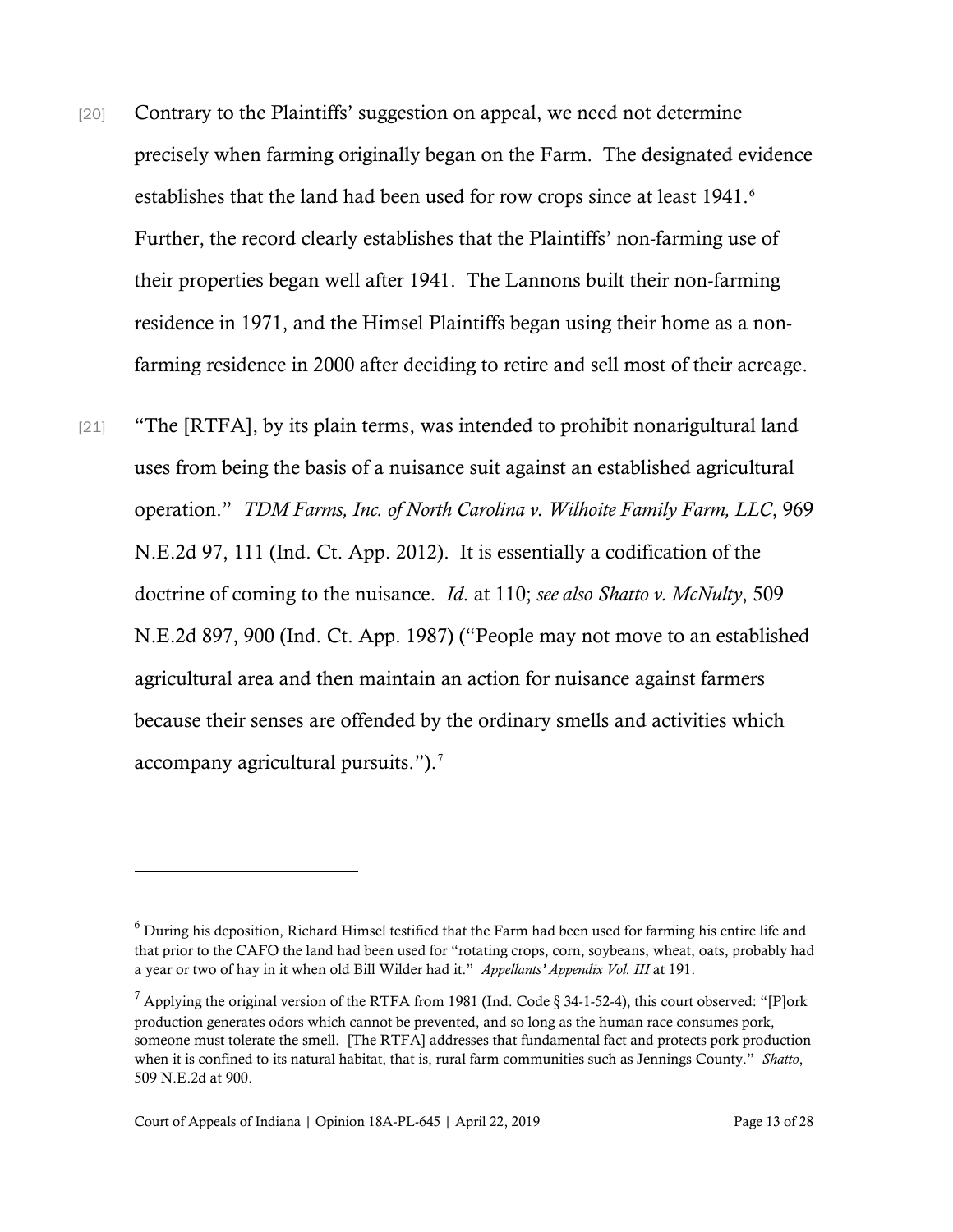[20] Contrary to the Plaintiffs' suggestion on appeal, we need not determine precisely when farming originally began on the Farm. The designated evidence establishes that the land had been used for row crops since at least 1941.[6] Further, the record clearly establishes that the Plaintiffs' non-farming use of their properties began well after 1941. The Lannons built their non-farming residence in 1971, and the Himsel Plaintiffs began using their home as a non-farming residence in 2000 after deciding to retire and sell most of their acreage.

[21] "The [RTFA], by its plain terms, was intended to prohibit nonarigultural land uses from being the basis of a nuisance suit against an established agricultural operation." *TDM Farms, Inc. of North Carolina v. Wilhoite Family Farm, LLC*, 969 N.E.2d 97, 111 (Ind. Ct. App. 2012). It is essentially a codification of the doctrine of coming to the nuisance. *Id*. at 110; *see also Shatto v. McNulty*, 509 N.E.2d 897, 900 (Ind. Ct. App. 1987) ("People may not move to an established agricultural area and then maintain an action for nuisance against farmers because their senses are offended by the ordinary smells and activities which accompany agricultural pursuits.").[7]

---

[6] During his deposition, Richard Himsel testified that the Farm had been used for farming his entire life and that prior to the CAFO the land had been used for "rotating crops, corn, soybeans, wheat, oats, probably had a year or two of hay in it when old Bill Wilder had it." *Appellants' Appendix Vol. III* at 191.

[7] Applying the original version of the RTFA from 1981 (Ind. Code § 34-1-52-4), this court observed: "[P]ork production generates odors which cannot be prevented, and so long as the human race consumes pork, someone must tolerate the smell. [The RTFA] addresses that fundamental fact and protects pork production when it is confined to its natural habitat, that is, rural farm communities such as Jennings County." *Shatto*, 509 N.E.2d at 900.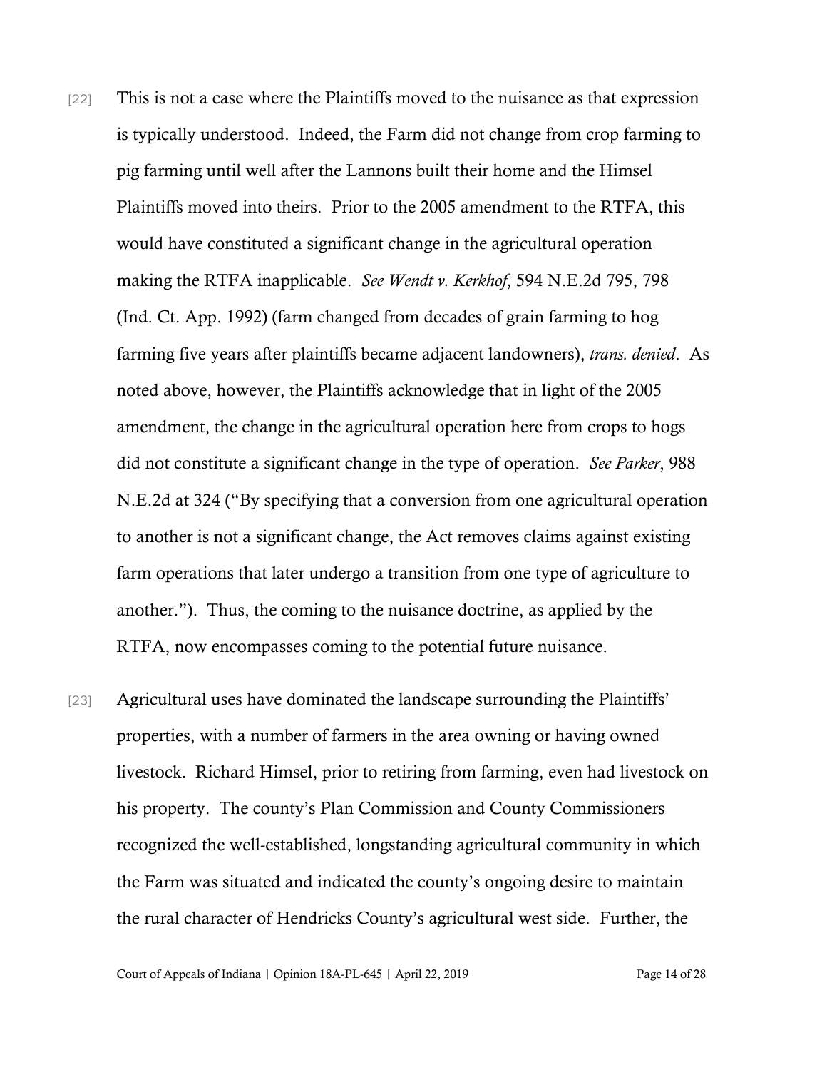[22] This is not a case where the Plaintiffs moved to the nuisance as that expression is typically understood. Indeed, the Farm did not change from crop farming to pig farming until well after the Lannons built their home and the Himsel Plaintiffs moved into theirs. Prior to the 2005 amendment to the RTFA, this would have constituted a significant change in the agricultural operation making the RTFA inapplicable. *See Wendt v. Kerkhof*, 594 N.E.2d 795, 798 (Ind. Ct. App. 1992) (farm changed from decades of grain farming to hog farming five years after plaintiffs became adjacent landowners), *trans. denied*. As noted above, however, the Plaintiffs acknowledge that in light of the 2005 amendment, the change in the agricultural operation here from crops to hogs did not constitute a significant change in the type of operation. *See Parker*, 988 N.E.2d at 324 ("By specifying that a conversion from one agricultural operation to another is not a significant change, the Act removes claims against existing farm operations that later undergo a transition from one type of agriculture to another."). Thus, the coming to the nuisance doctrine, as applied by the RTFA, now encompasses coming to the potential future nuisance.

[23] Agricultural uses have dominated the landscape surrounding the Plaintiffs' properties, with a number of farmers in the area owning or having owned livestock. Richard Himsel, prior to retiring from farming, even had livestock on his property. The county's Plan Commission and County Commissioners recognized the well-established, longstanding agricultural community in which the Farm was situated and indicated the county's ongoing desire to maintain the rural character of Hendricks County's agricultural west side. Further, the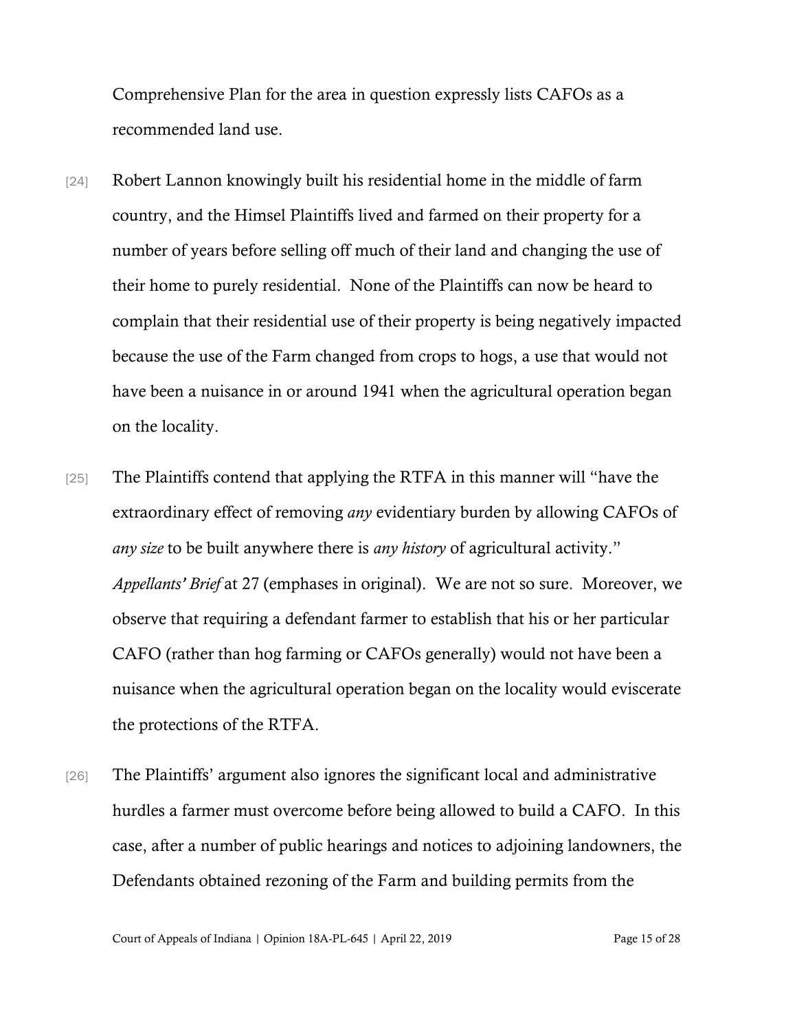Comprehensive Plan for the area in question expressly lists CAFOs as a recommended land use.

[24] Robert Lannon knowingly built his residential home in the middle of farm country, and the Himsel Plaintiffs lived and farmed on their property for a number of years before selling off much of their land and changing the use of their home to purely residential. None of the Plaintiffs can now be heard to complain that their residential use of their property is being negatively impacted because the use of the Farm changed from crops to hogs, a use that would not have been a nuisance in or around 1941 when the agricultural operation began on the locality.

[25] The Plaintiffs contend that applying the RTFA in this manner will "have the extraordinary effect of removing *any* evidentiary burden by allowing CAFOs of *any size* to be built anywhere there is *any history* of agricultural activity." *Appellants' Brief* at 27 (emphases in original). We are not so sure. Moreover, we observe that requiring a defendant farmer to establish that his or her particular CAFO (rather than hog farming or CAFOs generally) would not have been a nuisance when the agricultural operation began on the locality would eviscerate the protections of the RTFA.

[26] The Plaintiffs' argument also ignores the significant local and administrative hurdles a farmer must overcome before being allowed to build a CAFO. In this case, after a number of public hearings and notices to adjoining landowners, the Defendants obtained rezoning of the Farm and building permits from the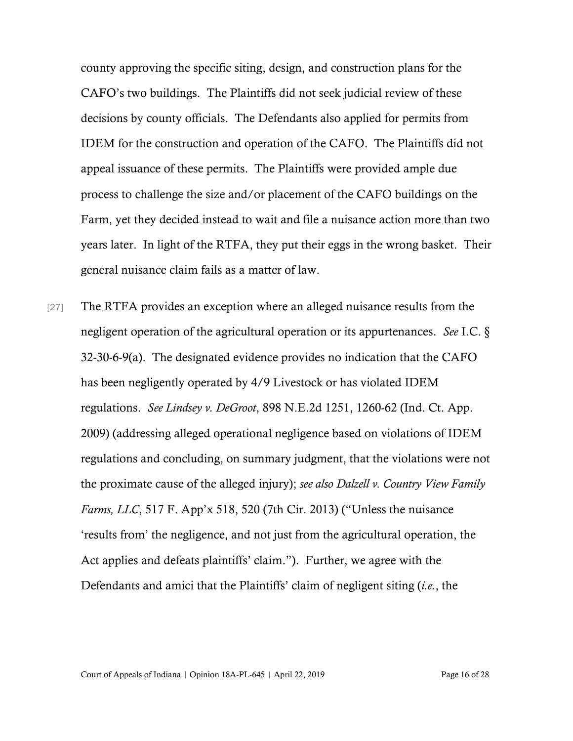county approving the specific siting, design, and construction plans for the CAFO's two buildings. The Plaintiffs did not seek judicial review of these decisions by county officials. The Defendants also applied for permits from IDEM for the construction and operation of the CAFO. The Plaintiffs did not appeal issuance of these permits. The Plaintiffs were provided ample due process to challenge the size and/or placement of the CAFO buildings on the Farm, yet they decided instead to wait and file a nuisance action more than two years later. In light of the RTFA, they put their eggs in the wrong basket. Their general nuisance claim fails as a matter of law.

[27] The RTFA provides an exception where an alleged nuisance results from the negligent operation of the agricultural operation or its appurtenances. *See* I.C. § 32-30-6-9(a). The designated evidence provides no indication that the CAFO has been negligently operated by 4/9 Livestock or has violated IDEM regulations. *See Lindsey v. DeGroot*, 898 N.E.2d 1251, 1260-62 (Ind. Ct. App. 2009) (addressing alleged operational negligence based on violations of IDEM regulations and concluding, on summary judgment, that the violations were not the proximate cause of the alleged injury); *see also Dalzell v. Country View Family Farms, LLC*, 517 F. App'x 518, 520 (7th Cir. 2013) ("Unless the nuisance 'results from' the negligence, and not just from the agricultural operation, the Act applies and defeats plaintiffs' claim."). Further, we agree with the Defendants and amici that the Plaintiffs' claim of negligent siting (*i.e.*, the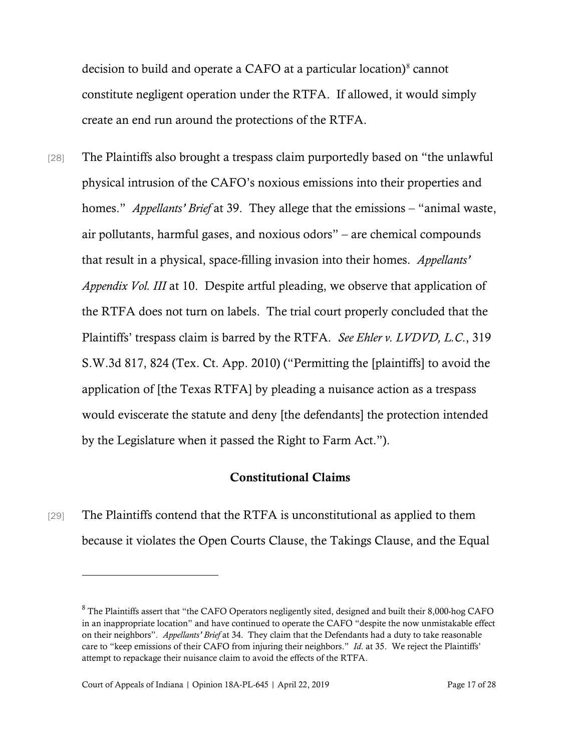decision to build and operate a CAFO at a particular location)[8] cannot constitute negligent operation under the RTFA. If allowed, it would simply create an end run around the protections of the RTFA.

[28] The Plaintiffs also brought a trespass claim purportedly based on "the unlawful physical intrusion of the CAFO's noxious emissions into their properties and homes." *Appellants' Brief* at 39. They allege that the emissions – "animal waste, air pollutants, harmful gases, and noxious odors" – are chemical compounds that result in a physical, space-filling invasion into their homes. *Appellants' Appendix Vol. III* at 10. Despite artful pleading, we observe that application of the RTFA does not turn on labels. The trial court properly concluded that the Plaintiffs' trespass claim is barred by the RTFA. *See Ehler v. LVDVD, L.C.*, 319 S.W.3d 817, 824 (Tex. Ct. App. 2010) ("Permitting the [plaintiffs] to avoid the application of [the Texas RTFA] by pleading a nuisance action as a trespass would eviscerate the statute and deny [the defendants] the protection intended by the Legislature when it passed the Right to Farm Act.").

## Constitutional Claims

[29] The Plaintiffs contend that the RTFA is unconstitutional as applied to them because it violates the Open Courts Clause, the Takings Clause, and the Equal

---

[8] The Plaintiffs assert that "the CAFO Operators negligently sited, designed and built their 8,000-hog CAFO in an inappropriate location" and have continued to operate the CAFO "despite the now unmistakable effect on their neighbors". *Appellants' Brief* at 34. They claim that the Defendants had a duty to take reasonable care to "keep emissions of their CAFO from injuring their neighbors." *Id.* at 35. We reject the Plaintiffs' attempt to repackage their nuisance claim to avoid the effects of the RTFA.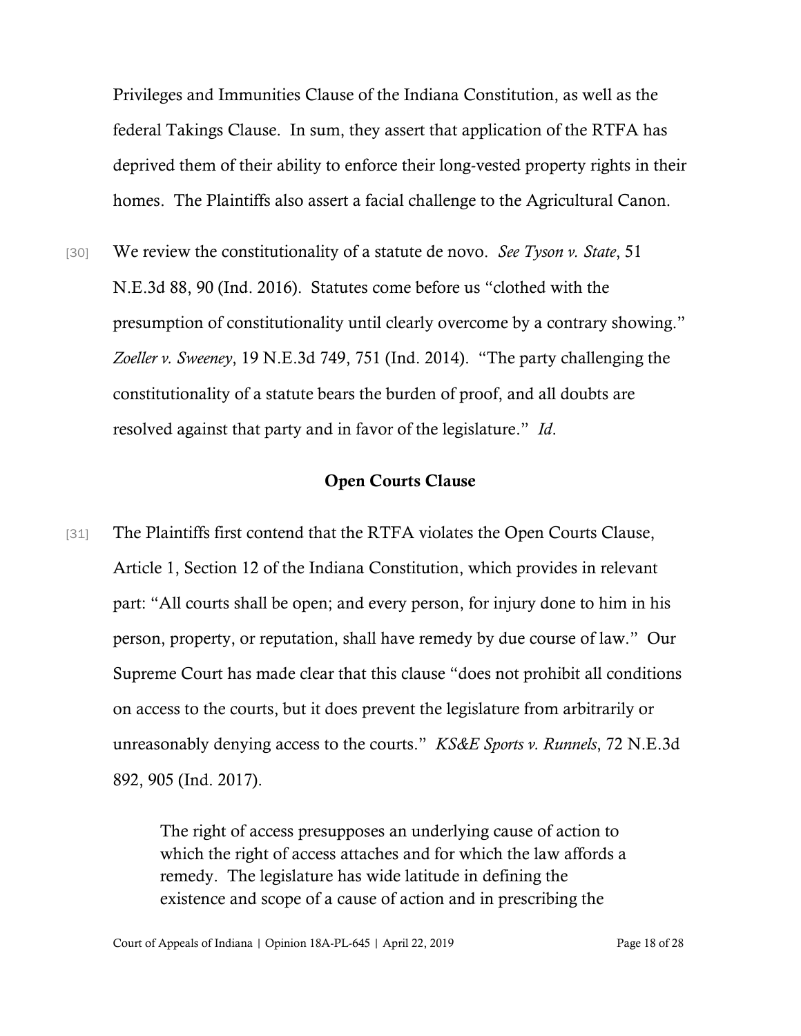Privileges and Immunities Clause of the Indiana Constitution, as well as the federal Takings Clause. In sum, they assert that application of the RTFA has deprived them of their ability to enforce their long-vested property rights in their homes. The Plaintiffs also assert a facial challenge to the Agricultural Canon.

[30] We review the constitutionality of a statute de novo. *See Tyson v. State*, 51 N.E.3d 88, 90 (Ind. 2016). Statutes come before us "clothed with the presumption of constitutionality until clearly overcome by a contrary showing." *Zoeller v. Sweeney*, 19 N.E.3d 749, 751 (Ind. 2014). "The party challenging the constitutionality of a statute bears the burden of proof, and all doubts are resolved against that party and in favor of the legislature." *Id*.

## Open Courts Clause

[31] The Plaintiffs first contend that the RTFA violates the Open Courts Clause, Article 1, Section 12 of the Indiana Constitution, which provides in relevant part: "All courts shall be open; and every person, for injury done to him in his person, property, or reputation, shall have remedy by due course of law." Our Supreme Court has made clear that this clause "does not prohibit all conditions on access to the courts, but it does prevent the legislature from arbitrarily or unreasonably denying access to the courts." *KS&E Sports v. Runnels*, 72 N.E.3d 892, 905 (Ind. 2017).

> The right of access presupposes an underlying cause of action to which the right of access attaches and for which the law affords a remedy. The legislature has wide latitude in defining the existence and scope of a cause of action and in prescribing the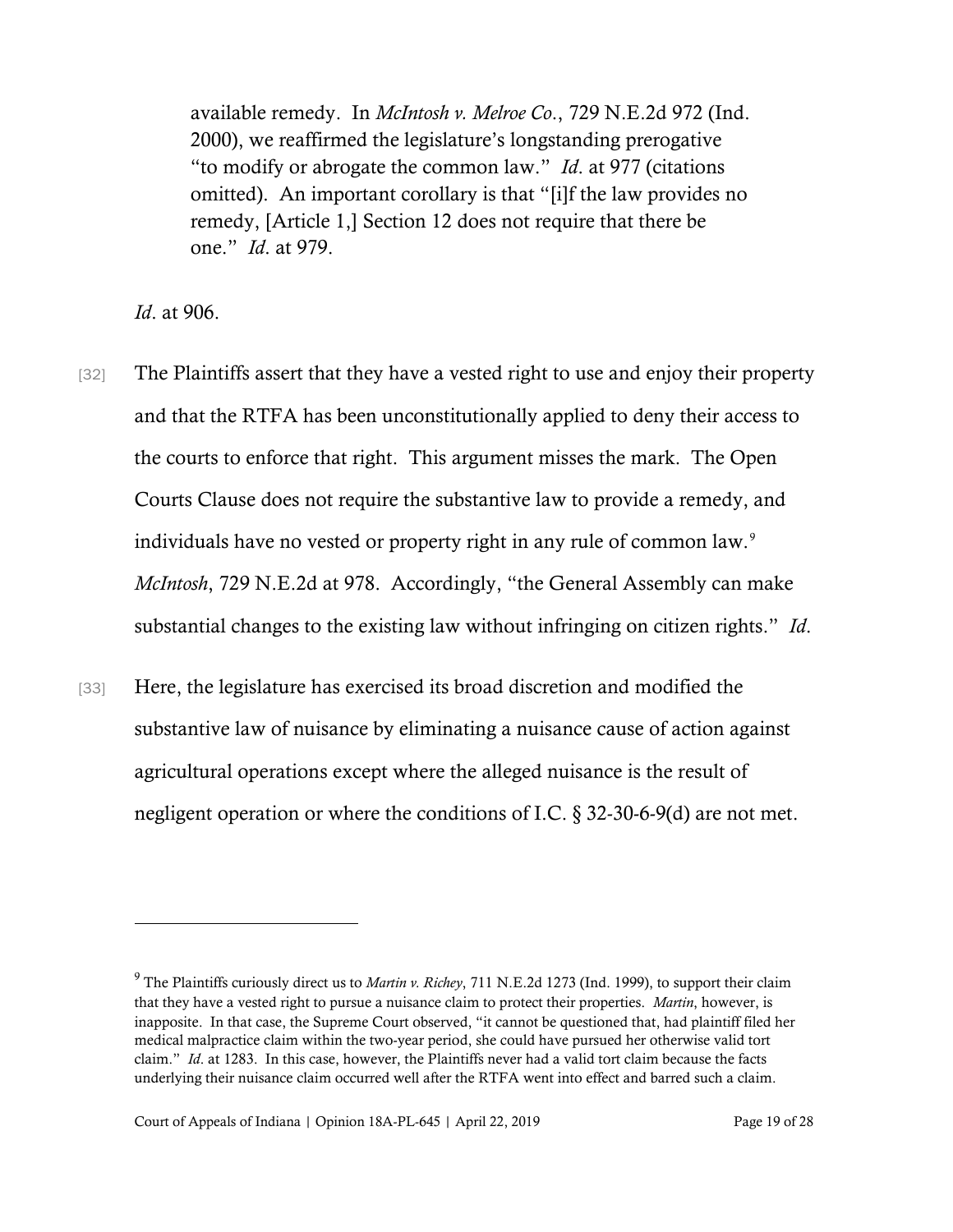> available remedy. In *McIntosh v. Melroe Co.*, 729 N.E.2d 972 (Ind. 2000), we reaffirmed the legislature's longstanding prerogative "to modify or abrogate the common law." *Id*. at 977 (citations omitted). An important corollary is that "[i]f the law provides no remedy, [Article 1,] Section 12 does not require that there be one." *Id*. at 979.

*Id*. at 906.

[32] The Plaintiffs assert that they have a vested right to use and enjoy their property and that the RTFA has been unconstitutionally applied to deny their access to the courts to enforce that right. This argument misses the mark. The Open Courts Clause does not require the substantive law to provide a remedy, and individuals have no vested or property right in any rule of common law.[9] *McIntosh*, 729 N.E.2d at 978. Accordingly, "the General Assembly can make substantial changes to the existing law without infringing on citizen rights." *Id*.

[33] Here, the legislature has exercised its broad discretion and modified the substantive law of nuisance by eliminating a nuisance cause of action against agricultural operations except where the alleged nuisance is the result of negligent operation or where the conditions of I.C. § 32-30-6-9(d) are not met.

---

[9] The Plaintiffs curiously direct us to *Martin v. Richey*, 711 N.E.2d 1273 (Ind. 1999), to support their claim that they have a vested right to pursue a nuisance claim to protect their properties. *Martin*, however, is inapposite. In that case, the Supreme Court observed, "it cannot be questioned that, had plaintiff filed her medical malpractice claim within the two-year period, she could have pursued her otherwise valid tort claim." *Id*. at 1283. In this case, however, the Plaintiffs never had a valid tort claim because the facts underlying their nuisance claim occurred well after the RTFA went into effect and barred such a claim.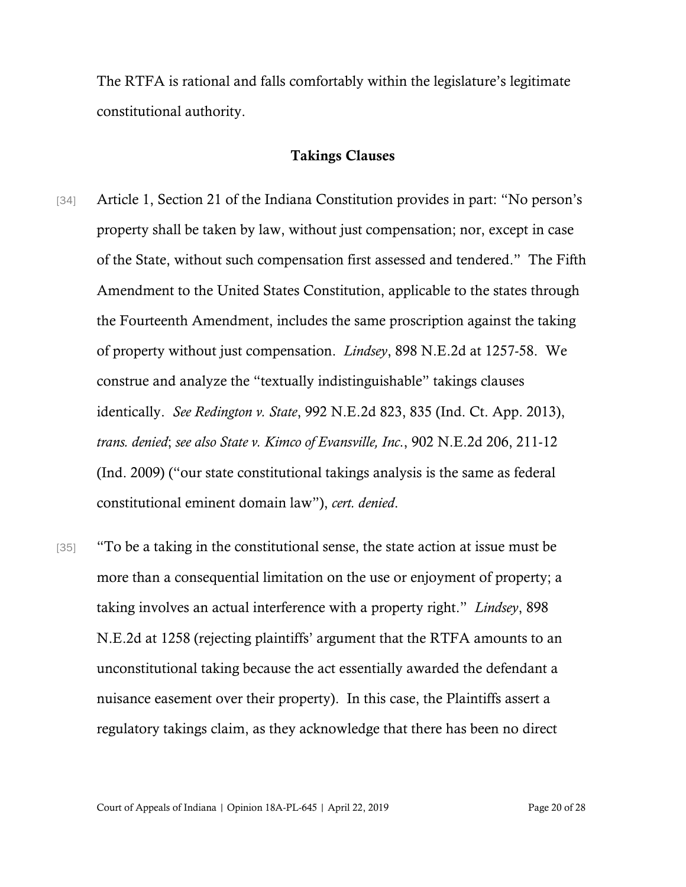The RTFA is rational and falls comfortably within the legislature's legitimate constitutional authority.

### Takings Clauses

[34] Article 1, Section 21 of the Indiana Constitution provides in part: "No person's property shall be taken by law, without just compensation; nor, except in case of the State, without such compensation first assessed and tendered." The Fifth Amendment to the United States Constitution, applicable to the states through the Fourteenth Amendment, includes the same proscription against the taking of property without just compensation. *Lindsey*, 898 N.E.2d at 1257-58. We construe and analyze the "textually indistinguishable" takings clauses identically. *See Redington v. State*, 992 N.E.2d 823, 835 (Ind. Ct. App. 2013), *trans. denied*; *see also State v. Kimco of Evansville, Inc.*, 902 N.E.2d 206, 211-12 (Ind. 2009) ("our state constitutional takings analysis is the same as federal constitutional eminent domain law"), *cert. denied*.

[35] "To be a taking in the constitutional sense, the state action at issue must be more than a consequential limitation on the use or enjoyment of property; a taking involves an actual interference with a property right." *Lindsey*, 898 N.E.2d at 1258 (rejecting plaintiffs' argument that the RTFA amounts to an unconstitutional taking because the act essentially awarded the defendant a nuisance easement over their property). In this case, the Plaintiffs assert a regulatory takings claim, as they acknowledge that there has been no direct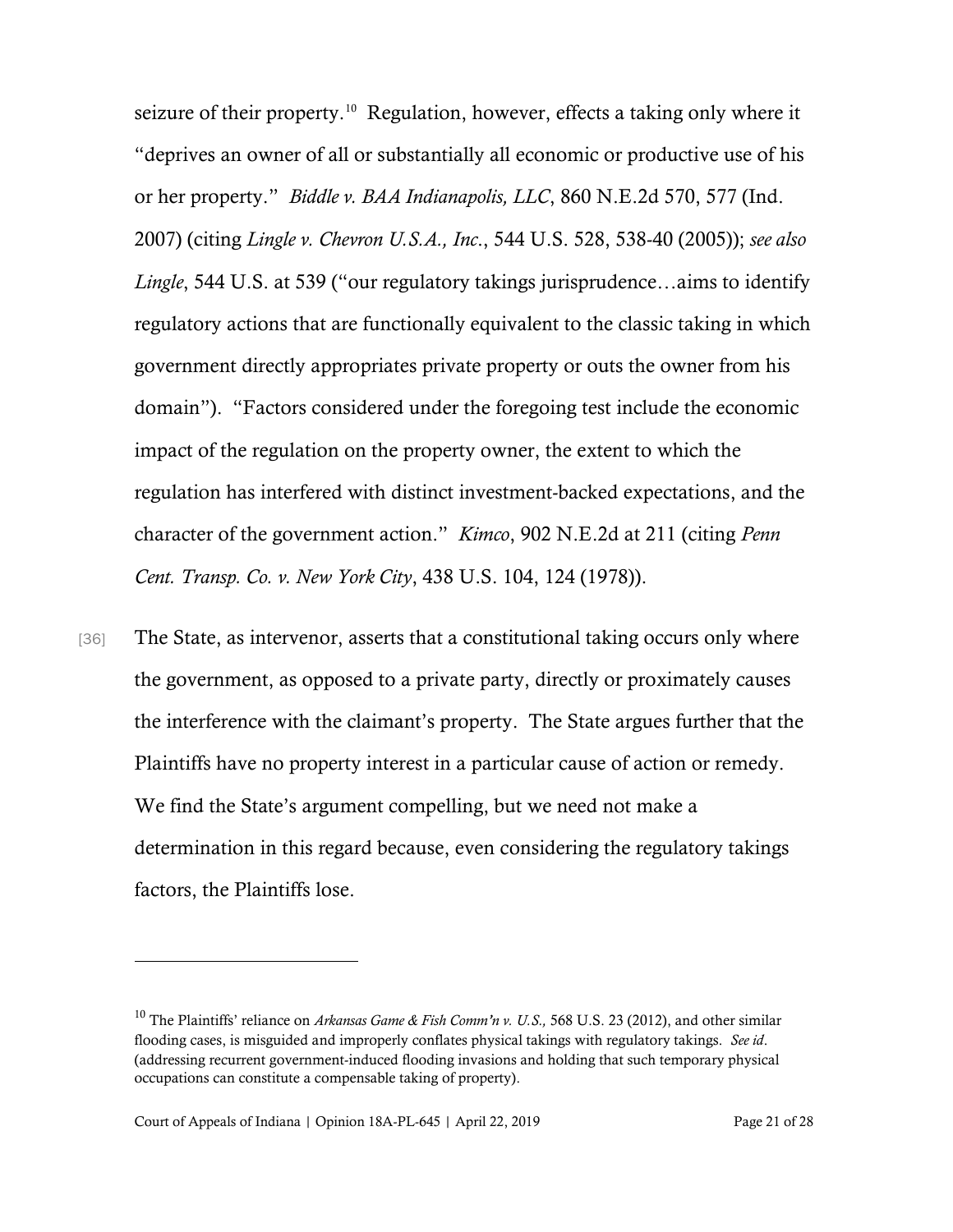seizure of their property.[10] Regulation, however, effects a taking only where it "deprives an owner of all or substantially all economic or productive use of his or her property." *Biddle v. BAA Indianapolis, LLC*, 860 N.E.2d 570, 577 (Ind. 2007) (citing *Lingle v. Chevron U.S.A., Inc.*, 544 U.S. 528, 538-40 (2005)); *see also Lingle*, 544 U.S. at 539 ("our regulatory takings jurisprudence…aims to identify regulatory actions that are functionally equivalent to the classic taking in which government directly appropriates private property or outs the owner from his domain"). "Factors considered under the foregoing test include the economic impact of the regulation on the property owner, the extent to which the regulation has interfered with distinct investment-backed expectations, and the character of the government action." *Kimco*, 902 N.E.2d at 211 (citing *Penn Cent. Transp. Co. v. New York City*, 438 U.S. 104, 124 (1978)).

[36] The State, as intervenor, asserts that a constitutional taking occurs only where the government, as opposed to a private party, directly or proximately causes the interference with the claimant's property. The State argues further that the Plaintiffs have no property interest in a particular cause of action or remedy. We find the State's argument compelling, but we need not make a determination in this regard because, even considering the regulatory takings factors, the Plaintiffs lose.

---

[10] The Plaintiffs' reliance on *Arkansas Game & Fish Comm'n v. U.S.,* 568 U.S. 23 (2012), and other similar flooding cases, is misguided and improperly conflates physical takings with regulatory takings. *See id*. (addressing recurrent government-induced flooding invasions and holding that such temporary physical occupations can constitute a compensable taking of property).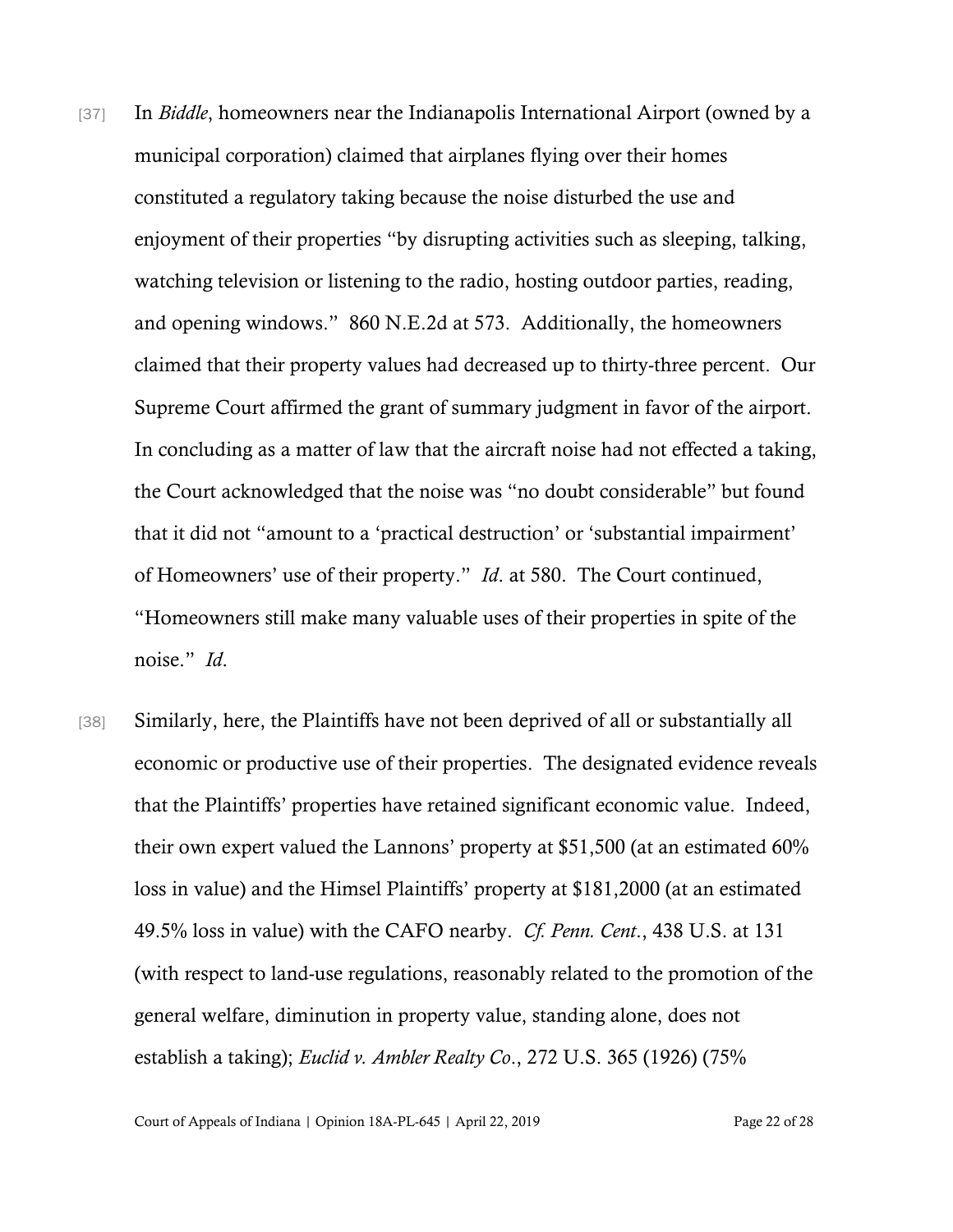[37] In *Biddle*, homeowners near the Indianapolis International Airport (owned by a municipal corporation) claimed that airplanes flying over their homes constituted a regulatory taking because the noise disturbed the use and enjoyment of their properties "by disrupting activities such as sleeping, talking, watching television or listening to the radio, hosting outdoor parties, reading, and opening windows." 860 N.E.2d at 573. Additionally, the homeowners claimed that their property values had decreased up to thirty-three percent. Our Supreme Court affirmed the grant of summary judgment in favor of the airport. In concluding as a matter of law that the aircraft noise had not effected a taking, the Court acknowledged that the noise was "no doubt considerable" but found that it did not "amount to a 'practical destruction' or 'substantial impairment' of Homeowners' use of their property." *Id.* at 580. The Court continued, "Homeowners still make many valuable uses of their properties in spite of the noise." *Id.*

[38] Similarly, here, the Plaintiffs have not been deprived of all or substantially all economic or productive use of their properties. The designated evidence reveals that the Plaintiffs' properties have retained significant economic value. Indeed, their own expert valued the Lannons' property at $51,500 (at an estimated 60% loss in value) and the Himsel Plaintiffs' property at $181,2000 (at an estimated 49.5% loss in value) with the CAFO nearby. *Cf. Penn. Cent.*, 438 U.S. at 131 (with respect to land-use regulations, reasonably related to the promotion of the general welfare, diminution in property value, standing alone, does not establish a taking); *Euclid v. Ambler Realty Co.*, 272 U.S. 365 (1926) (75%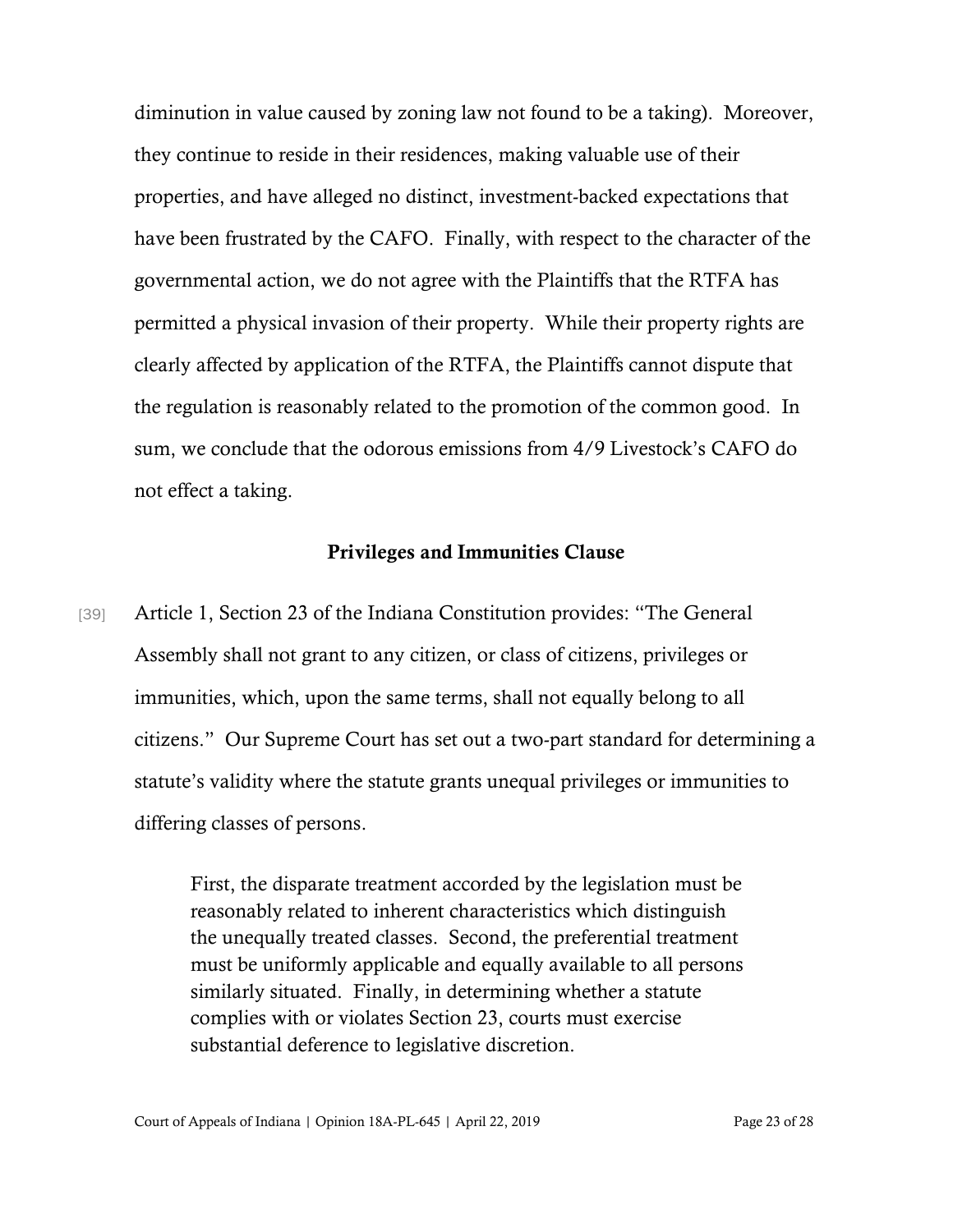diminution in value caused by zoning law not found to be a taking). Moreover, they continue to reside in their residences, making valuable use of their properties, and have alleged no distinct, investment-backed expectations that have been frustrated by the CAFO. Finally, with respect to the character of the governmental action, we do not agree with the Plaintiffs that the RTFA has permitted a physical invasion of their property. While their property rights are clearly affected by application of the RTFA, the Plaintiffs cannot dispute that the regulation is reasonably related to the promotion of the common good. In sum, we conclude that the odorous emissions from 4/9 Livestock's CAFO do not effect a taking.

### Privileges and Immunities Clause

[39] Article 1, Section 23 of the Indiana Constitution provides: "The General Assembly shall not grant to any citizen, or class of citizens, privileges or immunities, which, upon the same terms, shall not equally belong to all citizens." Our Supreme Court has set out a two-part standard for determining a statute's validity where the statute grants unequal privileges or immunities to differing classes of persons.

> First, the disparate treatment accorded by the legislation must be reasonably related to inherent characteristics which distinguish the unequally treated classes. Second, the preferential treatment must be uniformly applicable and equally available to all persons similarly situated. Finally, in determining whether a statute complies with or violates Section 23, courts must exercise substantial deference to legislative discretion.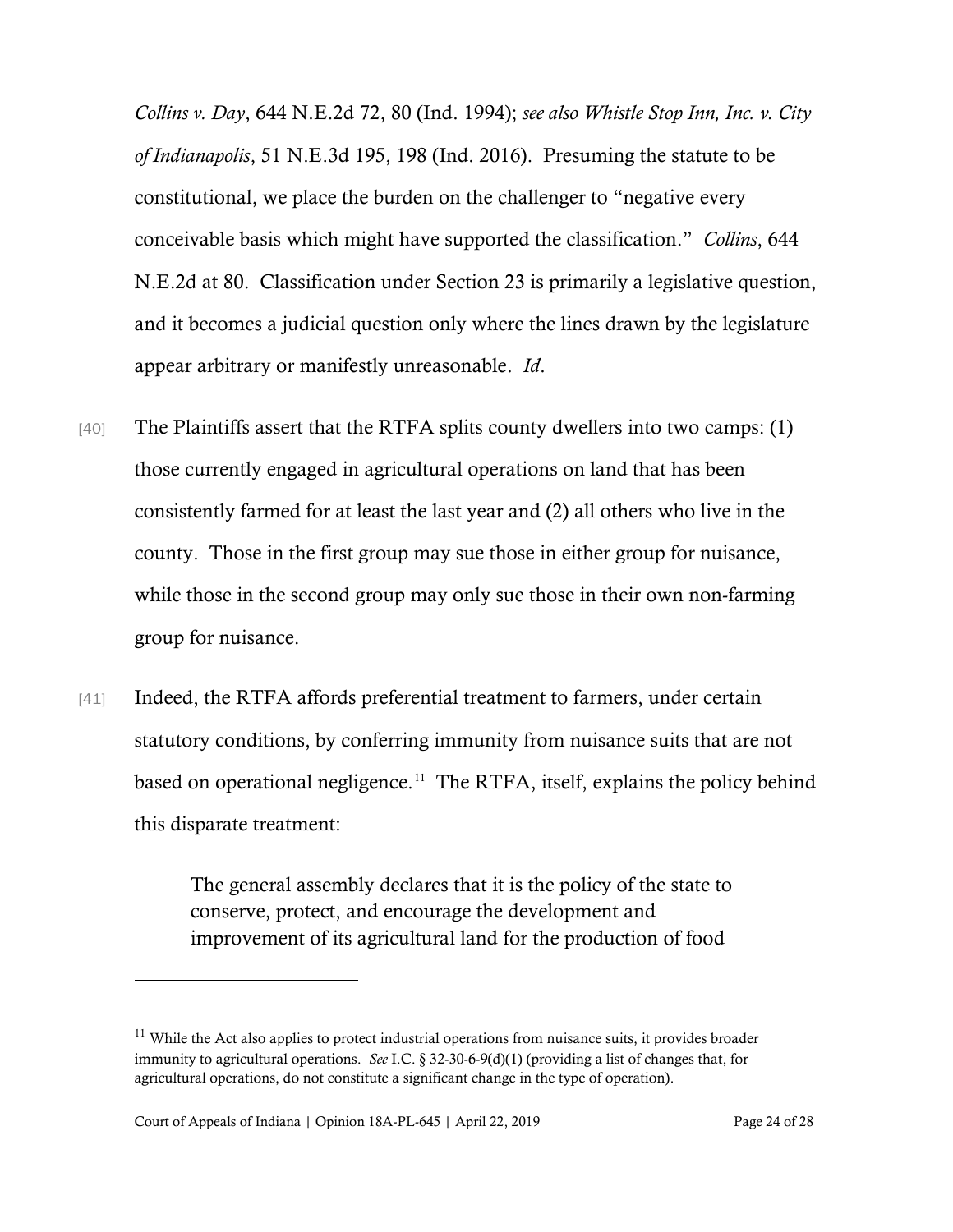*Collins v. Day*, 644 N.E.2d 72, 80 (Ind. 1994); *see also Whistle Stop Inn, Inc. v. City of Indianapolis*, 51 N.E.3d 195, 198 (Ind. 2016). Presuming the statute to be constitutional, we place the burden on the challenger to "negative every conceivable basis which might have supported the classification." *Collins*, 644 N.E.2d at 80. Classification under Section 23 is primarily a legislative question, and it becomes a judicial question only where the lines drawn by the legislature appear arbitrary or manifestly unreasonable. *Id*.

[40] The Plaintiffs assert that the RTFA splits county dwellers into two camps: (1) those currently engaged in agricultural operations on land that has been consistently farmed for at least the last year and (2) all others who live in the county. Those in the first group may sue those in either group for nuisance, while those in the second group may only sue those in their own non-farming group for nuisance.

[41] Indeed, the RTFA affords preferential treatment to farmers, under certain statutory conditions, by conferring immunity from nuisance suits that are not based on operational negligence.[11] The RTFA, itself, explains the policy behind this disparate treatment:

> The general assembly declares that it is the policy of the state to conserve, protect, and encourage the development and improvement of its agricultural land for the production of food

---

[11] While the Act also applies to protect industrial operations from nuisance suits, it provides broader immunity to agricultural operations. *See* I.C. § 32-30-6-9(d)(1) (providing a list of changes that, for agricultural operations, do not constitute a significant change in the type of operation).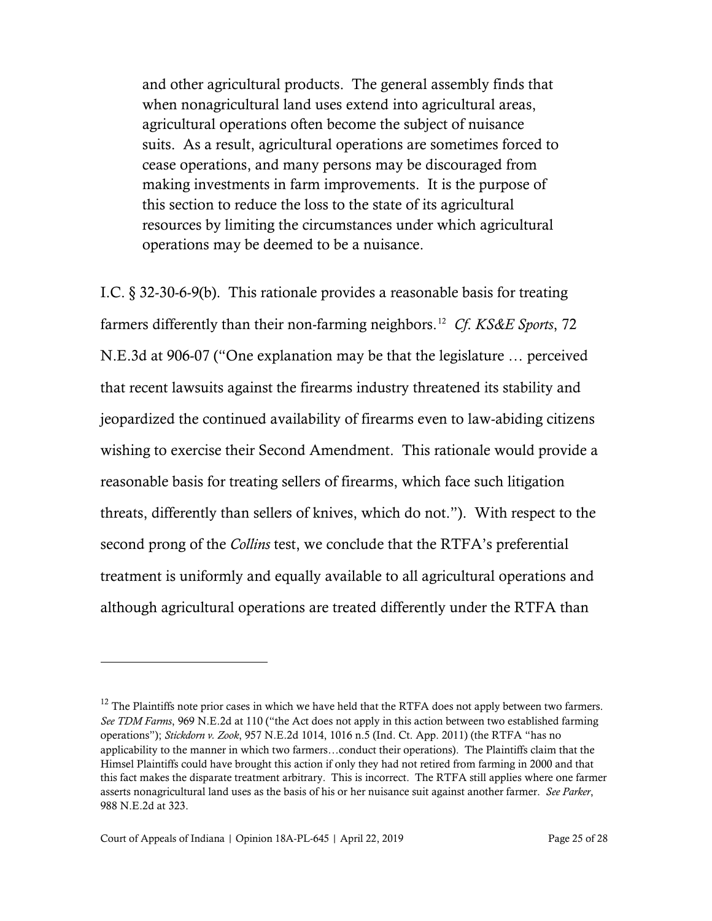> and other agricultural products. The general assembly finds that when nonagricultural land uses extend into agricultural areas, agricultural operations often become the subject of nuisance suits. As a result, agricultural operations are sometimes forced to cease operations, and many persons may be discouraged from making investments in farm improvements. It is the purpose of this section to reduce the loss to the state of its agricultural resources by limiting the circumstances under which agricultural operations may be deemed to be a nuisance.

I.C. § 32-30-6-9(b). This rationale provides a reasonable basis for treating farmers differently than their non-farming neighbors.[12] *Cf. KS&E Sports*, 72 N.E.3d at 906-07 ("One explanation may be that the legislature … perceived that recent lawsuits against the firearms industry threatened its stability and jeopardized the continued availability of firearms even to law-abiding citizens wishing to exercise their Second Amendment. This rationale would provide a reasonable basis for treating sellers of firearms, which face such litigation threats, differently than sellers of knives, which do not."). With respect to the second prong of the *Collins* test, we conclude that the RTFA's preferential treatment is uniformly and equally available to all agricultural operations and although agricultural operations are treated differently under the RTFA than

---

[12] The Plaintiffs note prior cases in which we have held that the RTFA does not apply between two farmers. *See TDM Farms*, 969 N.E.2d at 110 ("the Act does not apply in this action between two established farming operations"); *Stickdorn v. Zook*, 957 N.E.2d 1014, 1016 n.5 (Ind. Ct. App. 2011) (the RTFA "has no applicability to the manner in which two farmers…conduct their operations). The Plaintiffs claim that the Himsel Plaintiffs could have brought this action if only they had not retired from farming in 2000 and that this fact makes the disparate treatment arbitrary. This is incorrect. The RTFA still applies where one farmer asserts nonagricultural land uses as the basis of his or her nuisance suit against another farmer. *See Parker*, 988 N.E.2d at 323.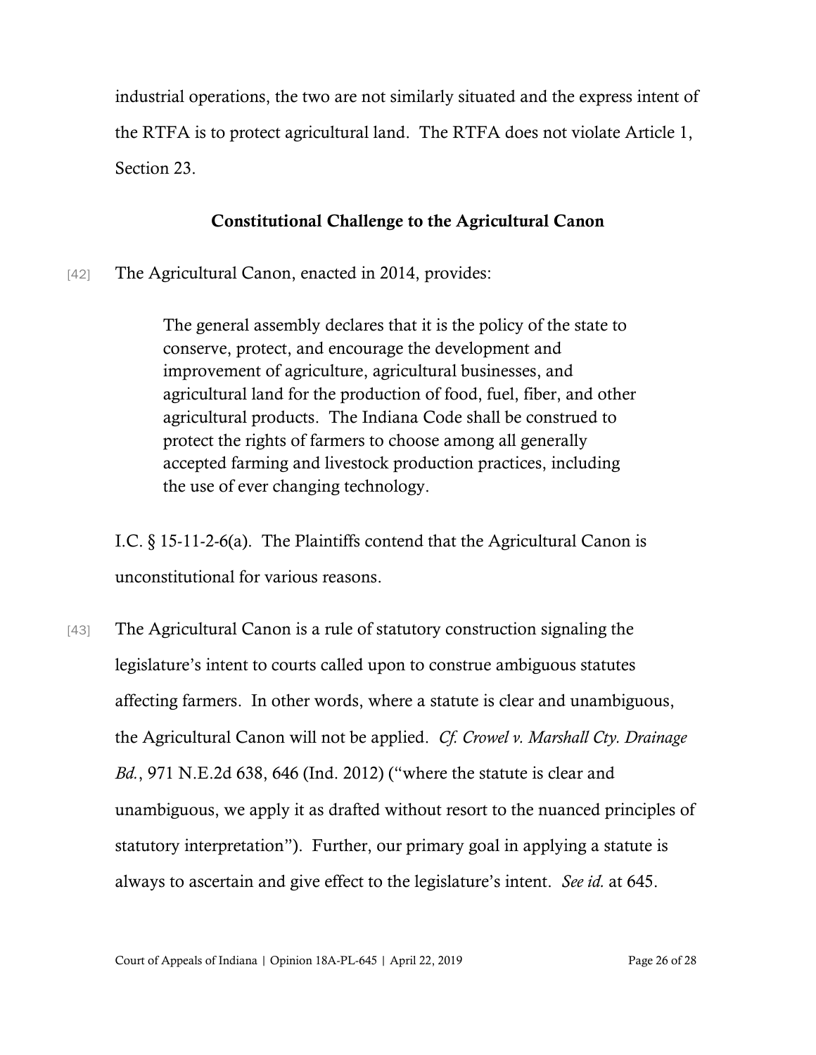industrial operations, the two are not similarly situated and the express intent of the RTFA is to protect agricultural land. The RTFA does not violate Article 1, Section 23.

## Constitutional Challenge to the Agricultural Canon

[42] The Agricultural Canon, enacted in 2014, provides:

> The general assembly declares that it is the policy of the state to conserve, protect, and encourage the development and improvement of agriculture, agricultural businesses, and agricultural land for the production of food, fuel, fiber, and other agricultural products. The Indiana Code shall be construed to protect the rights of farmers to choose among all generally accepted farming and livestock production practices, including the use of ever changing technology.

I.C. § 15-11-2-6(a). The Plaintiffs contend that the Agricultural Canon is unconstitutional for various reasons.

[43] The Agricultural Canon is a rule of statutory construction signaling the legislature's intent to courts called upon to construe ambiguous statutes affecting farmers. In other words, where a statute is clear and unambiguous, the Agricultural Canon will not be applied. *Cf. Crowel v. Marshall Cty. Drainage Bd.*, 971 N.E.2d 638, 646 (Ind. 2012) ("where the statute is clear and unambiguous, we apply it as drafted without resort to the nuanced principles of statutory interpretation"). Further, our primary goal in applying a statute is always to ascertain and give effect to the legislature's intent. *See id.* at 645.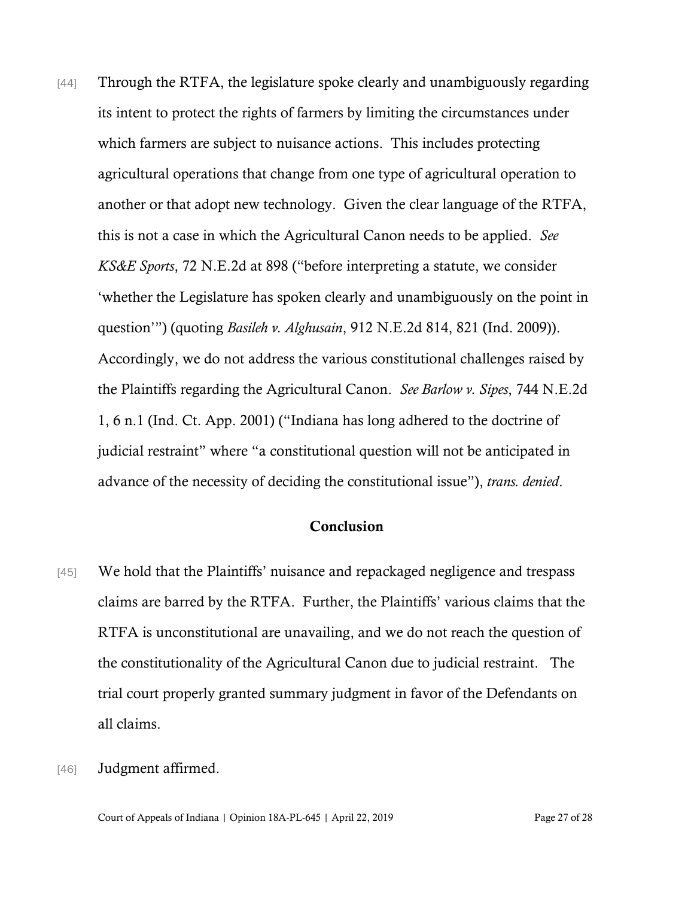[44] Through the RTFA, the legislature spoke clearly and unambiguously regarding its intent to protect the rights of farmers by limiting the circumstances under which farmers are subject to nuisance actions. This includes protecting agricultural operations that change from one type of agricultural operation to another or that adopt new technology. Given the clear language of the RTFA, this is not a case in which the Agricultural Canon needs to be applied. *See KS&E Sports*, 72 N.E.2d at 898 ("before interpreting a statute, we consider 'whether the Legislature has spoken clearly and unambiguously on the point in question'") (quoting *Basileh v. Alghusain*, 912 N.E.2d 814, 821 (Ind. 2009)). Accordingly, we do not address the various constitutional challenges raised by the Plaintiffs regarding the Agricultural Canon. *See Barlow v. Sipes*, 744 N.E.2d 1, 6 n.1 (Ind. Ct. App. 2001) ("Indiana has long adhered to the doctrine of judicial restraint" where "a constitutional question will not be anticipated in advance of the necessity of deciding the constitutional issue"), *trans. denied*.

## Conclusion

[45] We hold that the Plaintiffs' nuisance and repackaged negligence and trespass claims are barred by the RTFA. Further, the Plaintiffs' various claims that the RTFA is unconstitutional are unavailing, and we do not reach the question of the constitutionality of the Agricultural Canon due to judicial restraint. The trial court properly granted summary judgment in favor of the Defendants on all claims.

[46] Judgment affirmed.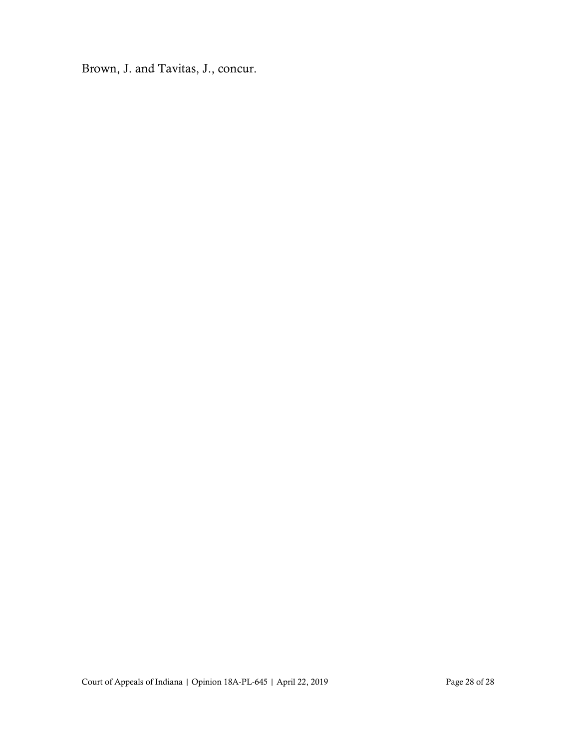Brown, J. and Tavitas, J., concur.